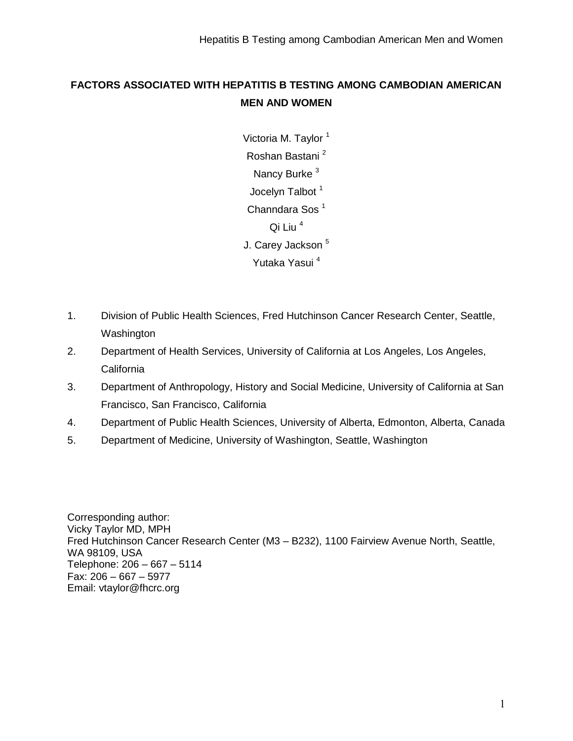# FACTORS ASSOCIATED WITH HEPATITIS B TESTING AMONG CAMBODIAN AMERICAN MEN AND WOMEN

Victoria M. Taylor [1]
Roshan Bastani [2]
Nancy Burke [3]
Jocelyn Talbot [1]
Channdara Sos [1]
Qi Liu [4]
J. Carey Jackson [5]
Yutaka Yasui [4]

1. Division of Public Health Sciences, Fred Hutchinson Cancer Research Center, Seattle, Washington
2. Department of Health Services, University of California at Los Angeles, Los Angeles, California
3. Department of Anthropology, History and Social Medicine, University of California at San Francisco, San Francisco, California
4. Department of Public Health Sciences, University of Alberta, Edmonton, Alberta, Canada
5. Department of Medicine, University of Washington, Seattle, Washington

Corresponding author:
Vicky Taylor MD, MPH
Fred Hutchinson Cancer Research Center (M3 – B232), 1100 Fairview Avenue North, Seattle, WA 98109, USA
Telephone: 206 – 667 – 5114
Fax: 206 – 667 – 5977
Email: vtaylor@fhcrc.org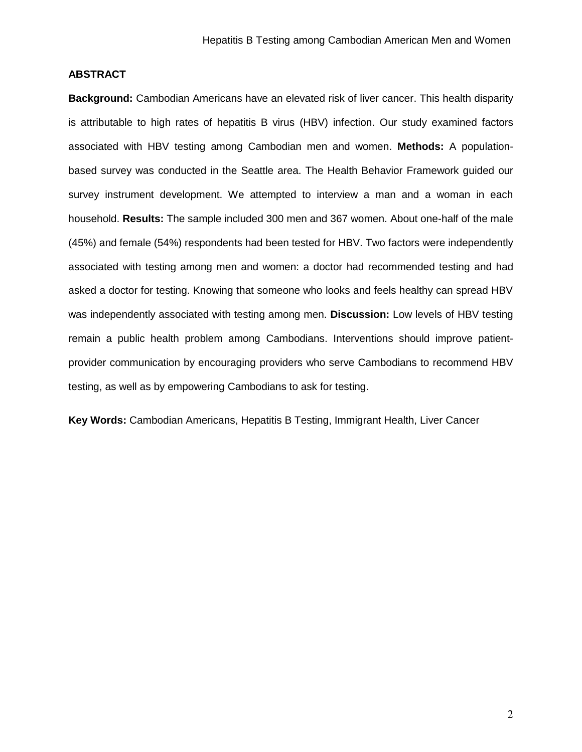## ABSTRACT

**Background:** Cambodian Americans have an elevated risk of liver cancer. This health disparity is attributable to high rates of hepatitis B virus (HBV) infection. Our study examined factors associated with HBV testing among Cambodian men and women. **Methods:** A population-based survey was conducted in the Seattle area. The Health Behavior Framework guided our survey instrument development. We attempted to interview a man and a woman in each household. **Results:** The sample included 300 men and 367 women. About one-half of the male (45%) and female (54%) respondents had been tested for HBV. Two factors were independently associated with testing among men and women: a doctor had recommended testing and had asked a doctor for testing. Knowing that someone who looks and feels healthy can spread HBV was independently associated with testing among men. **Discussion:** Low levels of HBV testing remain a public health problem among Cambodians. Interventions should improve patient-provider communication by encouraging providers who serve Cambodians to recommend HBV testing, as well as by empowering Cambodians to ask for testing.

**Key Words:** Cambodian Americans, Hepatitis B Testing, Immigrant Health, Liver Cancer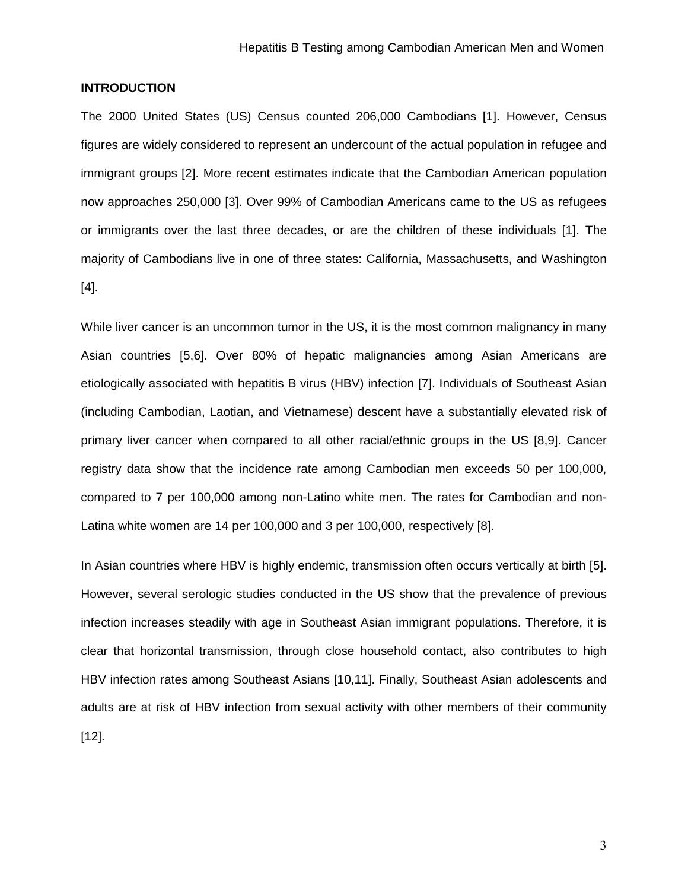## INTRODUCTION

The 2000 United States (US) Census counted 206,000 Cambodians [1]. However, Census figures are widely considered to represent an undercount of the actual population in refugee and immigrant groups [2]. More recent estimates indicate that the Cambodian American population now approaches 250,000 [3]. Over 99% of Cambodian Americans came to the US as refugees or immigrants over the last three decades, or are the children of these individuals [1]. The majority of Cambodians live in one of three states: California, Massachusetts, and Washington [4].

While liver cancer is an uncommon tumor in the US, it is the most common malignancy in many Asian countries [5,6]. Over 80% of hepatic malignancies among Asian Americans are etiologically associated with hepatitis B virus (HBV) infection [7]. Individuals of Southeast Asian (including Cambodian, Laotian, and Vietnamese) descent have a substantially elevated risk of primary liver cancer when compared to all other racial/ethnic groups in the US [8,9]. Cancer registry data show that the incidence rate among Cambodian men exceeds 50 per 100,000, compared to 7 per 100,000 among non-Latino white men. The rates for Cambodian and non-Latina white women are 14 per 100,000 and 3 per 100,000, respectively [8].

In Asian countries where HBV is highly endemic, transmission often occurs vertically at birth [5]. However, several serologic studies conducted in the US show that the prevalence of previous infection increases steadily with age in Southeast Asian immigrant populations. Therefore, it is clear that horizontal transmission, through close household contact, also contributes to high HBV infection rates among Southeast Asians [10,11]. Finally, Southeast Asian adolescents and adults are at risk of HBV infection from sexual activity with other members of their community [12].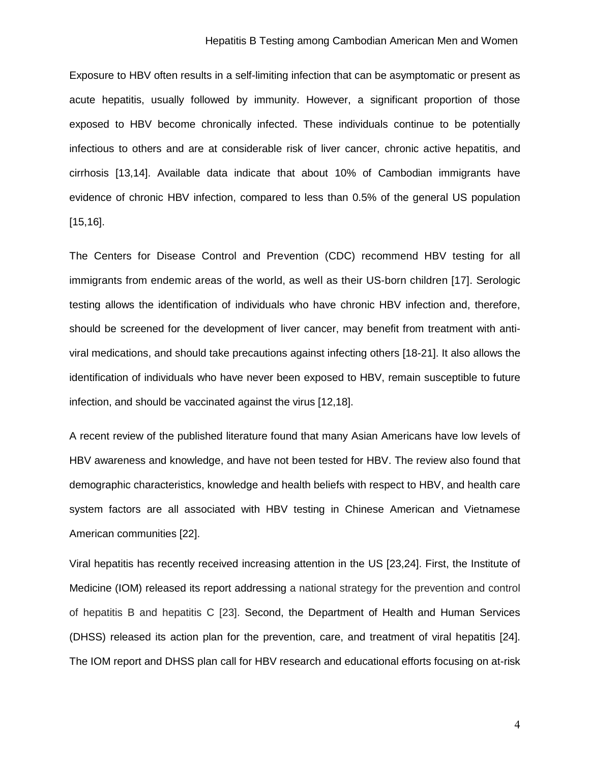Exposure to HBV often results in a self-limiting infection that can be asymptomatic or present as acute hepatitis, usually followed by immunity. However, a significant proportion of those exposed to HBV become chronically infected. These individuals continue to be potentially infectious to others and are at considerable risk of liver cancer, chronic active hepatitis, and cirrhosis [13,14]. Available data indicate that about 10% of Cambodian immigrants have evidence of chronic HBV infection, compared to less than 0.5% of the general US population [15,16].

The Centers for Disease Control and Prevention (CDC) recommend HBV testing for all immigrants from endemic areas of the world, as well as their US-born children [17]. Serologic testing allows the identification of individuals who have chronic HBV infection and, therefore, should be screened for the development of liver cancer, may benefit from treatment with anti-viral medications, and should take precautions against infecting others [18-21]. It also allows the identification of individuals who have never been exposed to HBV, remain susceptible to future infection, and should be vaccinated against the virus [12,18].

A recent review of the published literature found that many Asian Americans have low levels of HBV awareness and knowledge, and have not been tested for HBV. The review also found that demographic characteristics, knowledge and health beliefs with respect to HBV, and health care system factors are all associated with HBV testing in Chinese American and Vietnamese American communities [22].

Viral hepatitis has recently received increasing attention in the US [23,24]. First, the Institute of Medicine (IOM) released its report addressing a national strategy for the prevention and control of hepatitis B and hepatitis C [23]. Second, the Department of Health and Human Services (DHSS) released its action plan for the prevention, care, and treatment of viral hepatitis [24]. The IOM report and DHSS plan call for HBV research and educational efforts focusing on at-risk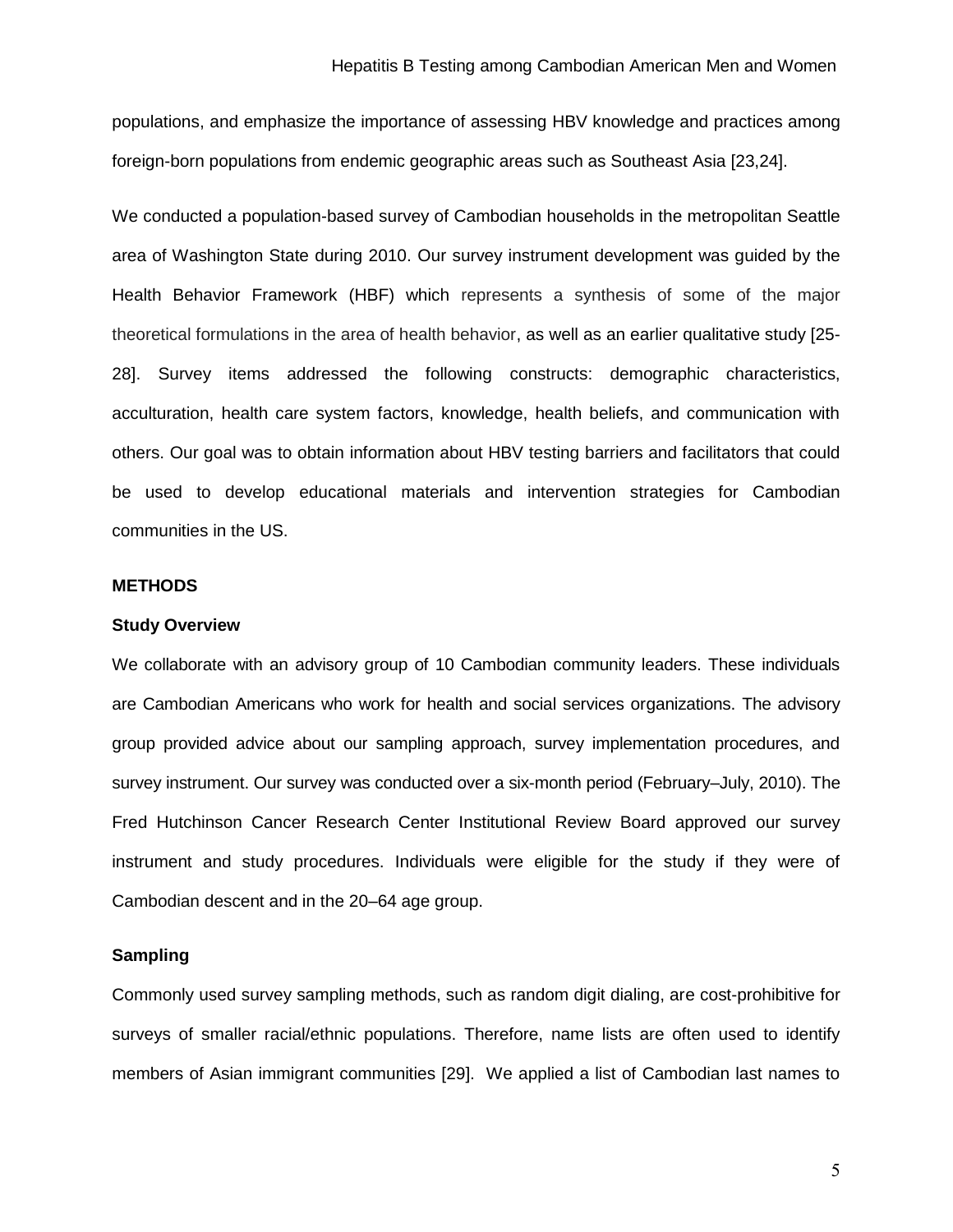populations, and emphasize the importance of assessing HBV knowledge and practices among foreign-born populations from endemic geographic areas such as Southeast Asia [23,24].

We conducted a population-based survey of Cambodian households in the metropolitan Seattle area of Washington State during 2010. Our survey instrument development was guided by the Health Behavior Framework (HBF) which represents a synthesis of some of the major theoretical formulations in the area of health behavior, as well as an earlier qualitative study [25-28]. Survey items addressed the following constructs: demographic characteristics, acculturation, health care system factors, knowledge, health beliefs, and communication with others. Our goal was to obtain information about HBV testing barriers and facilitators that could be used to develop educational materials and intervention strategies for Cambodian communities in the US.

## METHODS

### Study Overview

We collaborate with an advisory group of 10 Cambodian community leaders. These individuals are Cambodian Americans who work for health and social services organizations. The advisory group provided advice about our sampling approach, survey implementation procedures, and survey instrument. Our survey was conducted over a six-month period (February–July, 2010). The Fred Hutchinson Cancer Research Center Institutional Review Board approved our survey instrument and study procedures. Individuals were eligible for the study if they were of Cambodian descent and in the 20–64 age group.

### Sampling

Commonly used survey sampling methods, such as random digit dialing, are cost-prohibitive for surveys of smaller racial/ethnic populations. Therefore, name lists are often used to identify members of Asian immigrant communities [29]. We applied a list of Cambodian last names to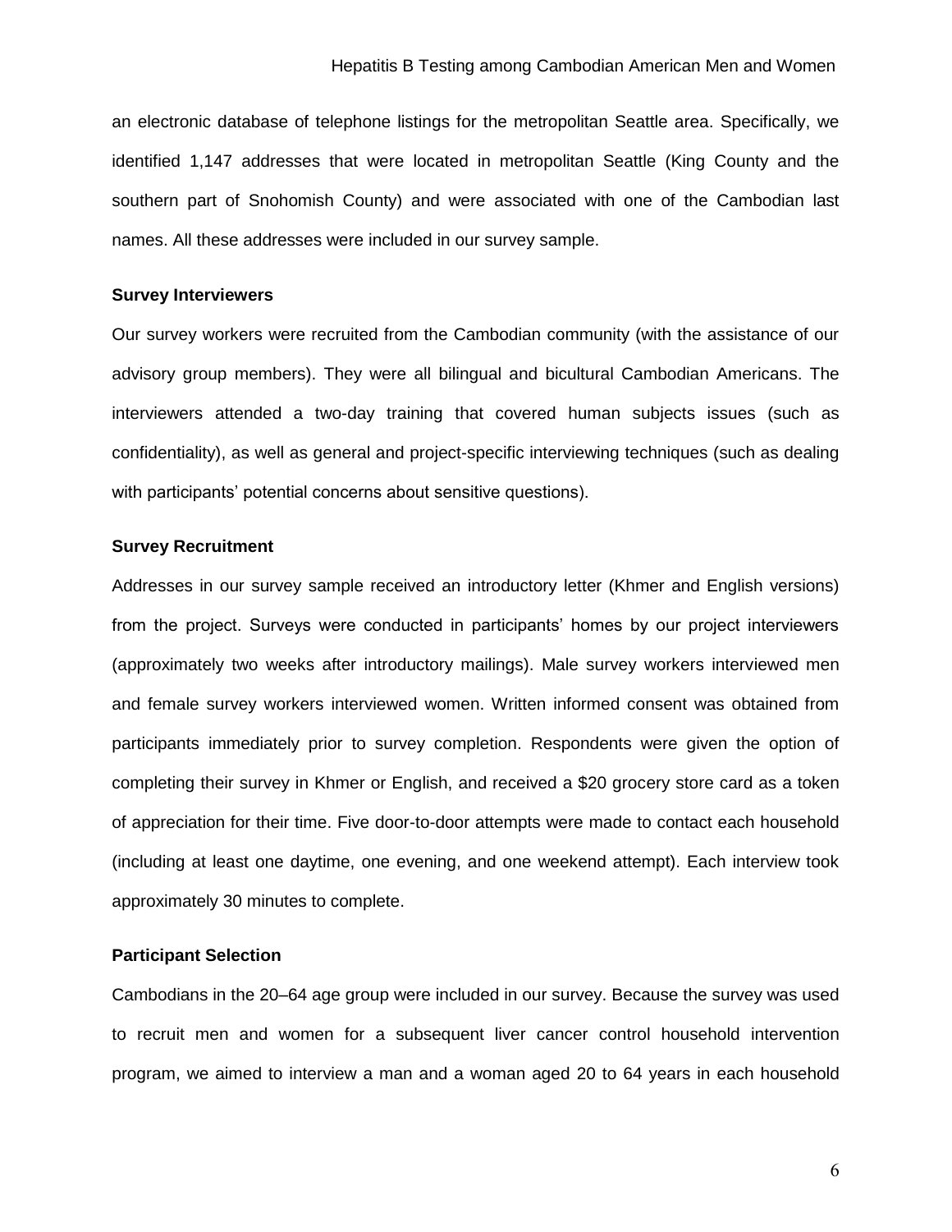an electronic database of telephone listings for the metropolitan Seattle area. Specifically, we identified 1,147 addresses that were located in metropolitan Seattle (King County and the southern part of Snohomish County) and were associated with one of the Cambodian last names. All these addresses were included in our survey sample.

### Survey Interviewers

Our survey workers were recruited from the Cambodian community (with the assistance of our advisory group members). They were all bilingual and bicultural Cambodian Americans. The interviewers attended a two-day training that covered human subjects issues (such as confidentiality), as well as general and project-specific interviewing techniques (such as dealing with participants' potential concerns about sensitive questions).

### Survey Recruitment

Addresses in our survey sample received an introductory letter (Khmer and English versions) from the project. Surveys were conducted in participants' homes by our project interviewers (approximately two weeks after introductory mailings). Male survey workers interviewed men and female survey workers interviewed women. Written informed consent was obtained from participants immediately prior to survey completion. Respondents were given the option of completing their survey in Khmer or English, and received a $20 grocery store card as a token of appreciation for their time. Five door-to-door attempts were made to contact each household (including at least one daytime, one evening, and one weekend attempt). Each interview took approximately 30 minutes to complete.

### Participant Selection

Cambodians in the 20–64 age group were included in our survey. Because the survey was used to recruit men and women for a subsequent liver cancer control household intervention program, we aimed to interview a man and a woman aged 20 to 64 years in each household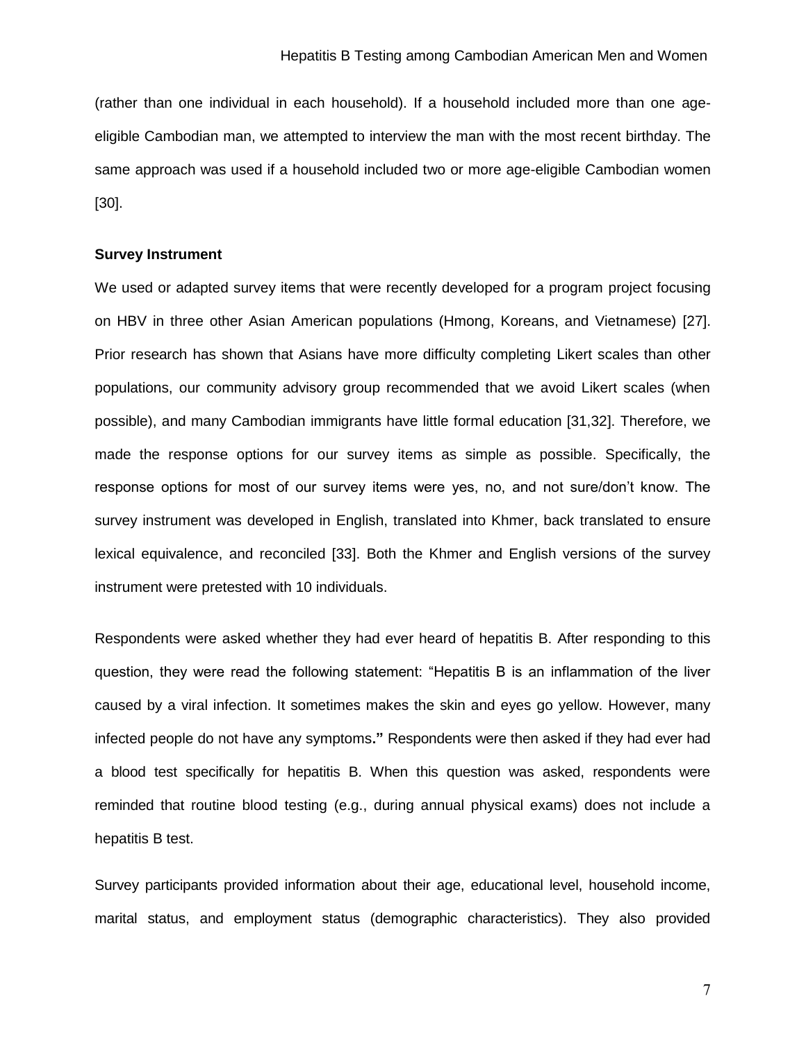(rather than one individual in each household). If a household included more than one age-eligible Cambodian man, we attempted to interview the man with the most recent birthday. The same approach was used if a household included two or more age-eligible Cambodian women [30].

**Survey Instrument**

We used or adapted survey items that were recently developed for a program project focusing on HBV in three other Asian American populations (Hmong, Koreans, and Vietnamese) [27]. Prior research has shown that Asians have more difficulty completing Likert scales than other populations, our community advisory group recommended that we avoid Likert scales (when possible), and many Cambodian immigrants have little formal education [31,32]. Therefore, we made the response options for our survey items as simple as possible. Specifically, the response options for most of our survey items were yes, no, and not sure/don't know. The survey instrument was developed in English, translated into Khmer, back translated to ensure lexical equivalence, and reconciled [33]. Both the Khmer and English versions of the survey instrument were pretested with 10 individuals.

Respondents were asked whether they had ever heard of hepatitis B. After responding to this question, they were read the following statement: "Hepatitis B is an inflammation of the liver caused by a viral infection. It sometimes makes the skin and eyes go yellow. However, many infected people do not have any symptoms**."** Respondents were then asked if they had ever had a blood test specifically for hepatitis B. When this question was asked, respondents were reminded that routine blood testing (e.g., during annual physical exams) does not include a hepatitis B test.

Survey participants provided information about their age, educational level, household income, marital status, and employment status (demographic characteristics). They also provided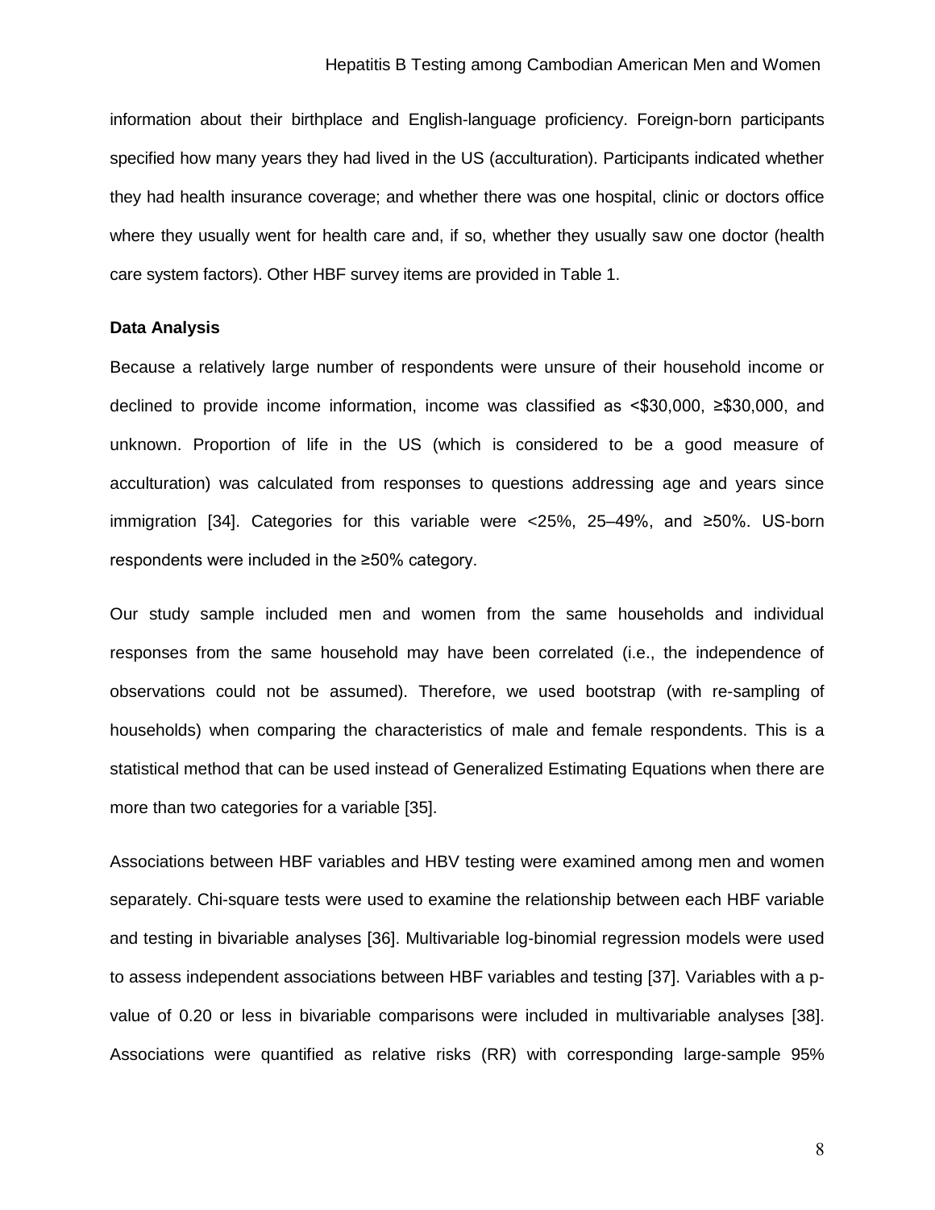information about their birthplace and English-language proficiency. Foreign-born participants specified how many years they had lived in the US (acculturation). Participants indicated whether they had health insurance coverage; and whether there was one hospital, clinic or doctors office where they usually went for health care and, if so, whether they usually saw one doctor (health care system factors). Other HBF survey items are provided in Table 1.

### Data Analysis

Because a relatively large number of respondents were unsure of their household income or declined to provide income information, income was classified as <$30,000, ≥$30,000, and unknown. Proportion of life in the US (which is considered to be a good measure of acculturation) was calculated from responses to questions addressing age and years since immigration [34]. Categories for this variable were <25%, 25–49%, and ≥50%. US-born respondents were included in the ≥50% category.

Our study sample included men and women from the same households and individual responses from the same household may have been correlated (i.e., the independence of observations could not be assumed). Therefore, we used bootstrap (with re-sampling of households) when comparing the characteristics of male and female respondents. This is a statistical method that can be used instead of Generalized Estimating Equations when there are more than two categories for a variable [35].

Associations between HBF variables and HBV testing were examined among men and women separately. Chi-square tests were used to examine the relationship between each HBF variable and testing in bivariable analyses [36]. Multivariable log-binomial regression models were used to assess independent associations between HBF variables and testing [37]. Variables with a p-value of 0.20 or less in bivariable comparisons were included in multivariable analyses [38]. Associations were quantified as relative risks (RR) with corresponding large-sample 95%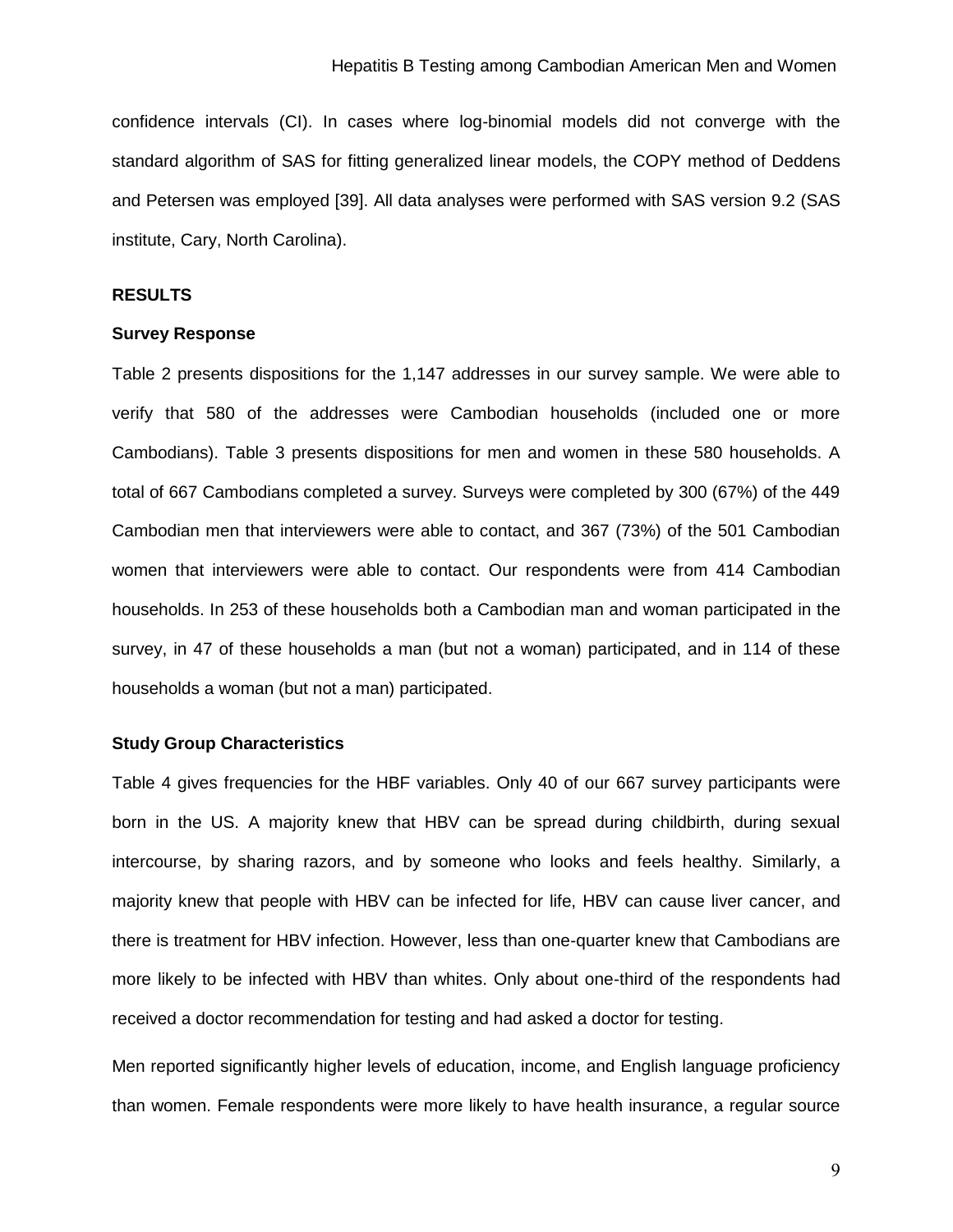confidence intervals (CI). In cases where log-binomial models did not converge with the standard algorithm of SAS for fitting generalized linear models, the COPY method of Deddens and Petersen was employed [39]. All data analyses were performed with SAS version 9.2 (SAS institute, Cary, North Carolina).

## RESULTS

### Survey Response

Table 2 presents dispositions for the 1,147 addresses in our survey sample. We were able to verify that 580 of the addresses were Cambodian households (included one or more Cambodians). Table 3 presents dispositions for men and women in these 580 households. A total of 667 Cambodians completed a survey. Surveys were completed by 300 (67%) of the 449 Cambodian men that interviewers were able to contact, and 367 (73%) of the 501 Cambodian women that interviewers were able to contact. Our respondents were from 414 Cambodian households. In 253 of these households both a Cambodian man and woman participated in the survey, in 47 of these households a man (but not a woman) participated, and in 114 of these households a woman (but not a man) participated.

### Study Group Characteristics

Table 4 gives frequencies for the HBF variables. Only 40 of our 667 survey participants were born in the US. A majority knew that HBV can be spread during childbirth, during sexual intercourse, by sharing razors, and by someone who looks and feels healthy. Similarly, a majority knew that people with HBV can be infected for life, HBV can cause liver cancer, and there is treatment for HBV infection. However, less than one-quarter knew that Cambodians are more likely to be infected with HBV than whites. Only about one-third of the respondents had received a doctor recommendation for testing and had asked a doctor for testing.

Men reported significantly higher levels of education, income, and English language proficiency than women. Female respondents were more likely to have health insurance, a regular source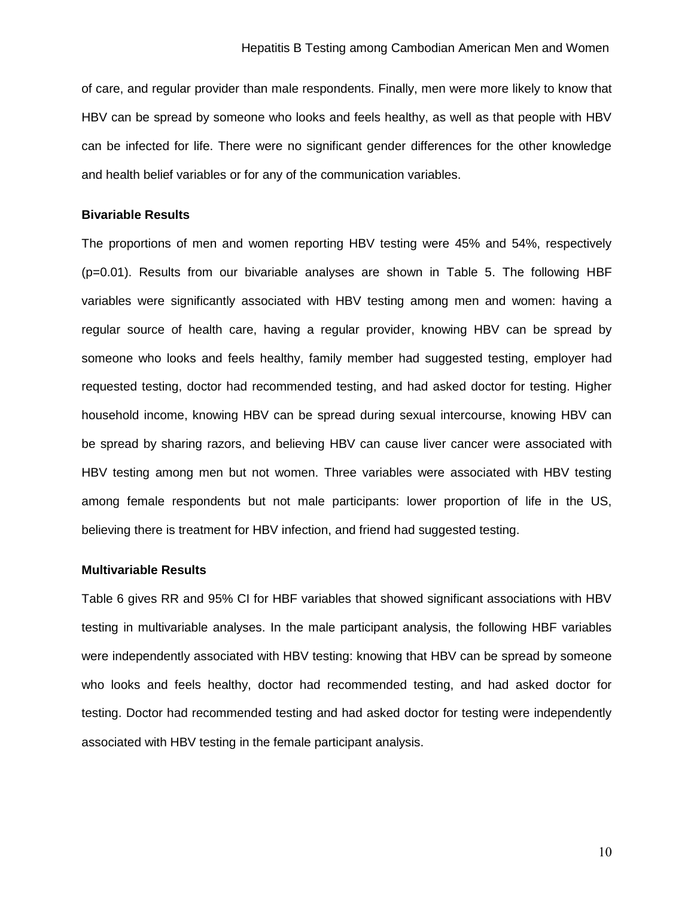of care, and regular provider than male respondents. Finally, men were more likely to know that HBV can be spread by someone who looks and feels healthy, as well as that people with HBV can be infected for life. There were no significant gender differences for the other knowledge and health belief variables or for any of the communication variables.

### Bivariable Results

The proportions of men and women reporting HBV testing were 45% and 54%, respectively (p=0.01). Results from our bivariable analyses are shown in Table 5. The following HBF variables were significantly associated with HBV testing among men and women: having a regular source of health care, having a regular provider, knowing HBV can be spread by someone who looks and feels healthy, family member had suggested testing, employer had requested testing, doctor had recommended testing, and had asked doctor for testing. Higher household income, knowing HBV can be spread during sexual intercourse, knowing HBV can be spread by sharing razors, and believing HBV can cause liver cancer were associated with HBV testing among men but not women. Three variables were associated with HBV testing among female respondents but not male participants: lower proportion of life in the US, believing there is treatment for HBV infection, and friend had suggested testing.

### Multivariable Results

Table 6 gives RR and 95% CI for HBF variables that showed significant associations with HBV testing in multivariable analyses. In the male participant analysis, the following HBF variables were independently associated with HBV testing: knowing that HBV can be spread by someone who looks and feels healthy, doctor had recommended testing, and had asked doctor for testing. Doctor had recommended testing and had asked doctor for testing were independently associated with HBV testing in the female participant analysis.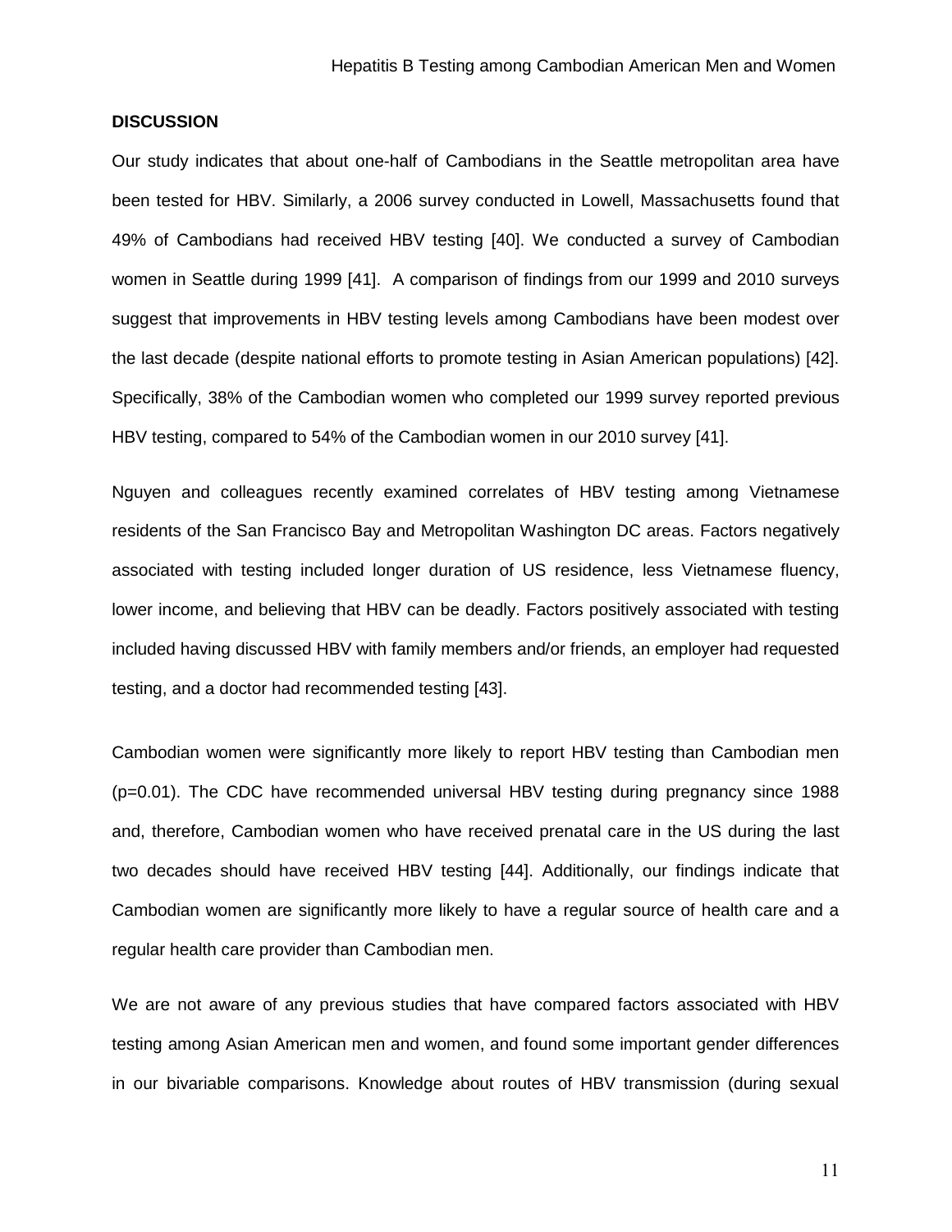## DISCUSSION

Our study indicates that about one-half of Cambodians in the Seattle metropolitan area have been tested for HBV. Similarly, a 2006 survey conducted in Lowell, Massachusetts found that 49% of Cambodians had received HBV testing [40]. We conducted a survey of Cambodian women in Seattle during 1999 [41]. A comparison of findings from our 1999 and 2010 surveys suggest that improvements in HBV testing levels among Cambodians have been modest over the last decade (despite national efforts to promote testing in Asian American populations) [42]. Specifically, 38% of the Cambodian women who completed our 1999 survey reported previous HBV testing, compared to 54% of the Cambodian women in our 2010 survey [41].

Nguyen and colleagues recently examined correlates of HBV testing among Vietnamese residents of the San Francisco Bay and Metropolitan Washington DC areas. Factors negatively associated with testing included longer duration of US residence, less Vietnamese fluency, lower income, and believing that HBV can be deadly. Factors positively associated with testing included having discussed HBV with family members and/or friends, an employer had requested testing, and a doctor had recommended testing [43].

Cambodian women were significantly more likely to report HBV testing than Cambodian men ($p=0.01$). The CDC have recommended universal HBV testing during pregnancy since 1988 and, therefore, Cambodian women who have received prenatal care in the US during the last two decades should have received HBV testing [44]. Additionally, our findings indicate that Cambodian women are significantly more likely to have a regular source of health care and a regular health care provider than Cambodian men.

We are not aware of any previous studies that have compared factors associated with HBV testing among Asian American men and women, and found some important gender differences in our bivariable comparisons. Knowledge about routes of HBV transmission (during sexual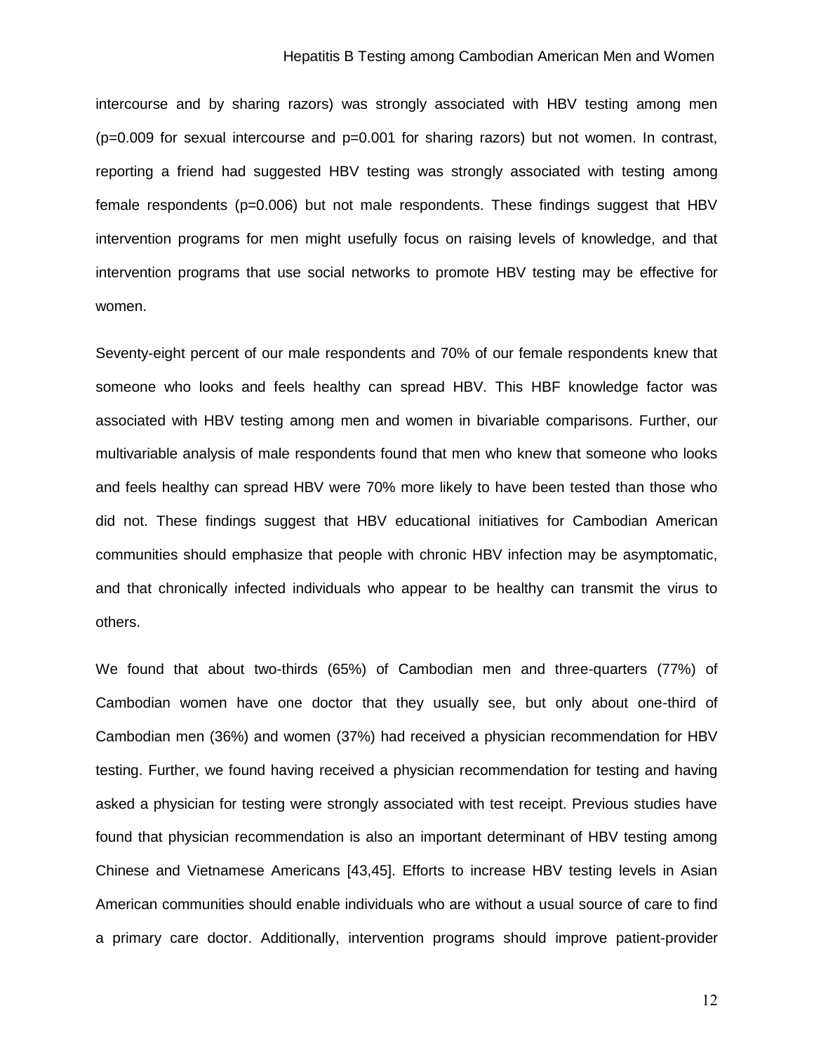intercourse and by sharing razors) was strongly associated with HBV testing among men ($p=0.009$ for sexual intercourse and $p=0.001$ for sharing razors) but not women. In contrast, reporting a friend had suggested HBV testing was strongly associated with testing among female respondents ($p=0.006$) but not male respondents. These findings suggest that HBV intervention programs for men might usefully focus on raising levels of knowledge, and that intervention programs that use social networks to promote HBV testing may be effective for women.

Seventy-eight percent of our male respondents and 70% of our female respondents knew that someone who looks and feels healthy can spread HBV. This HBF knowledge factor was associated with HBV testing among men and women in bivariable comparisons. Further, our multivariable analysis of male respondents found that men who knew that someone who looks and feels healthy can spread HBV were 70% more likely to have been tested than those who did not. These findings suggest that HBV educational initiatives for Cambodian American communities should emphasize that people with chronic HBV infection may be asymptomatic, and that chronically infected individuals who appear to be healthy can transmit the virus to others.

We found that about two-thirds (65%) of Cambodian men and three-quarters (77%) of Cambodian women have one doctor that they usually see, but only about one-third of Cambodian men (36%) and women (37%) had received a physician recommendation for HBV testing. Further, we found having received a physician recommendation for testing and having asked a physician for testing were strongly associated with test receipt. Previous studies have found that physician recommendation is also an important determinant of HBV testing among Chinese and Vietnamese Americans [43,45]. Efforts to increase HBV testing levels in Asian American communities should enable individuals who are without a usual source of care to find a primary care doctor. Additionally, intervention programs should improve patient-provider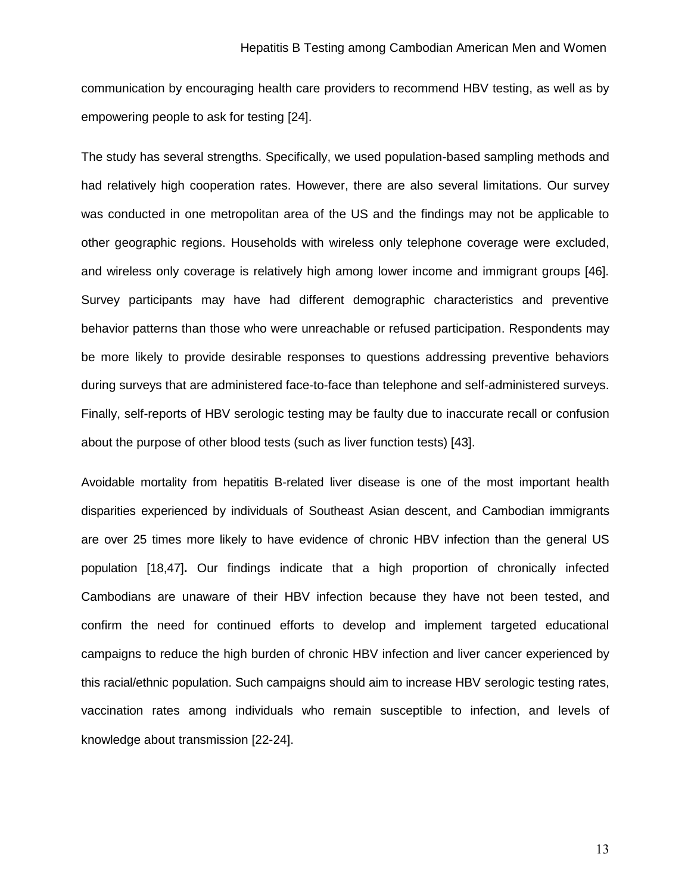communication by encouraging health care providers to recommend HBV testing, as well as by empowering people to ask for testing [24].

The study has several strengths. Specifically, we used population-based sampling methods and had relatively high cooperation rates. However, there are also several limitations. Our survey was conducted in one metropolitan area of the US and the findings may not be applicable to other geographic regions. Households with wireless only telephone coverage were excluded, and wireless only coverage is relatively high among lower income and immigrant groups [46]. Survey participants may have had different demographic characteristics and preventive behavior patterns than those who were unreachable or refused participation. Respondents may be more likely to provide desirable responses to questions addressing preventive behaviors during surveys that are administered face-to-face than telephone and self-administered surveys. Finally, self-reports of HBV serologic testing may be faulty due to inaccurate recall or confusion about the purpose of other blood tests (such as liver function tests) [43].

Avoidable mortality from hepatitis B-related liver disease is one of the most important health disparities experienced by individuals of Southeast Asian descent, and Cambodian immigrants are over 25 times more likely to have evidence of chronic HBV infection than the general US population [18,47]**.** Our findings indicate that a high proportion of chronically infected Cambodians are unaware of their HBV infection because they have not been tested, and confirm the need for continued efforts to develop and implement targeted educational campaigns to reduce the high burden of chronic HBV infection and liver cancer experienced by this racial/ethnic population. Such campaigns should aim to increase HBV serologic testing rates, vaccination rates among individuals who remain susceptible to infection, and levels of knowledge about transmission [22-24].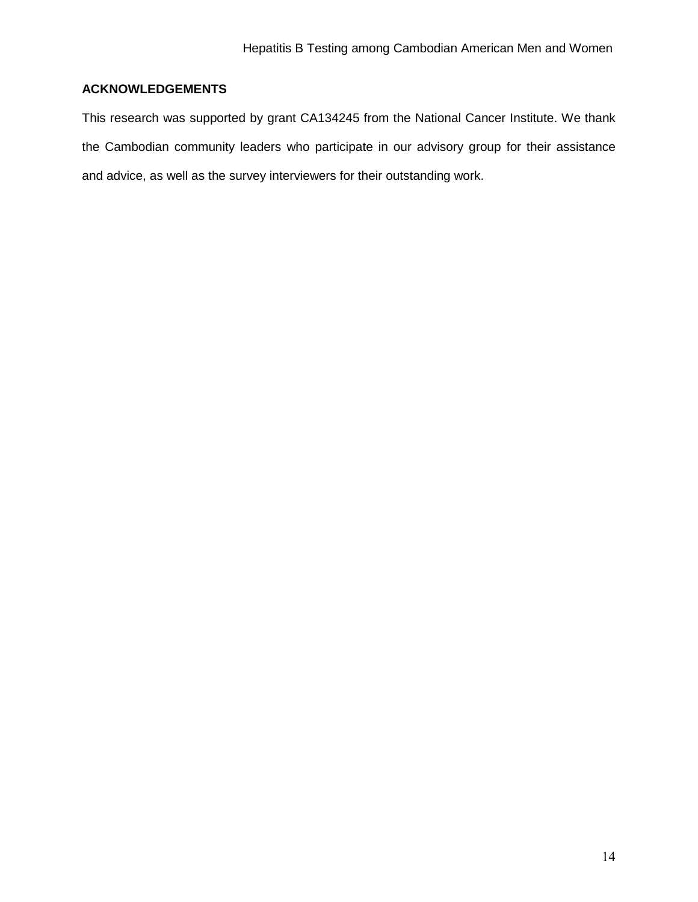## ACKNOWLEDGEMENTS

This research was supported by grant CA134245 from the National Cancer Institute. We thank the Cambodian community leaders who participate in our advisory group for their assistance and advice, as well as the survey interviewers for their outstanding work.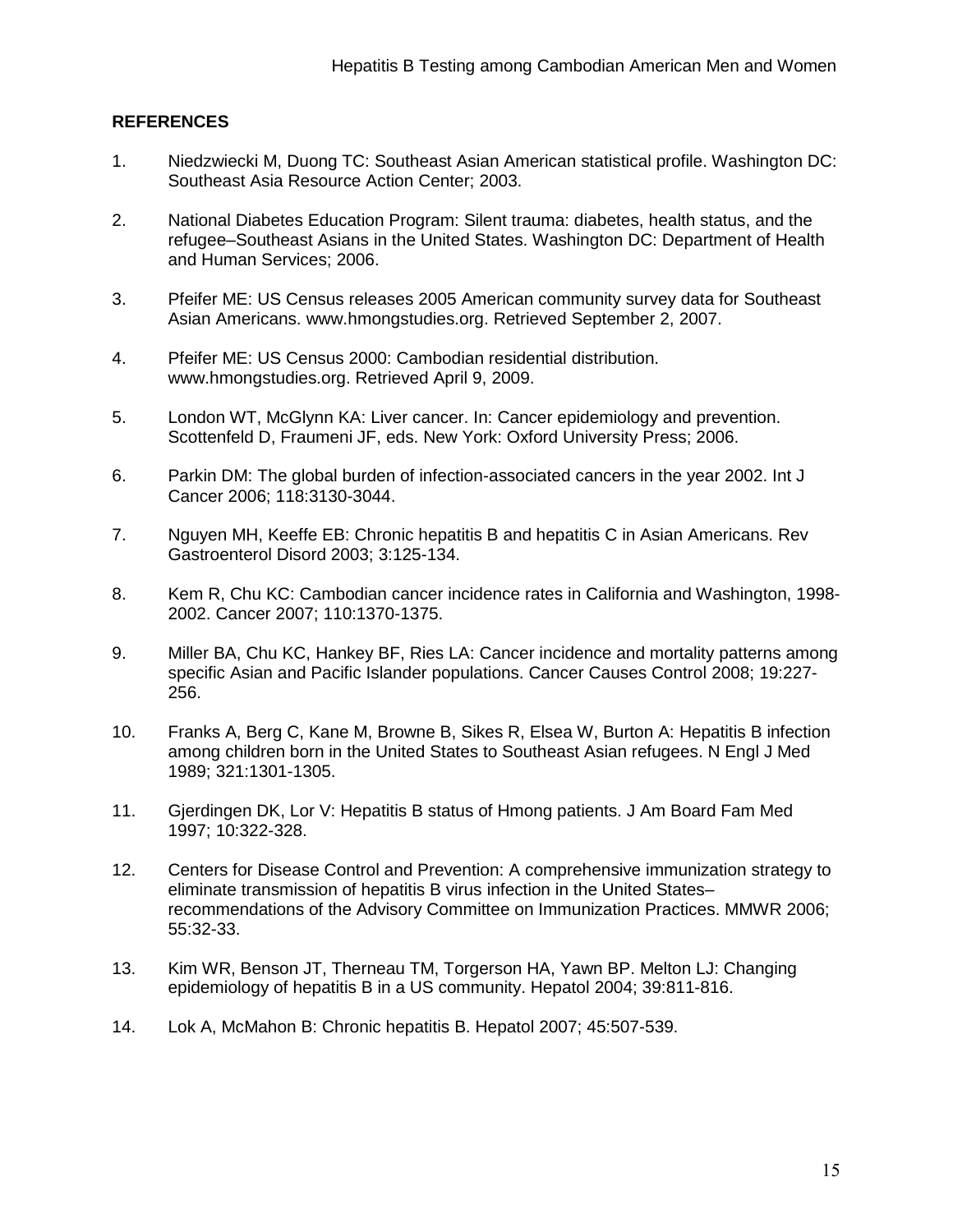## REFERENCES

1. Niedzwiecki M, Duong TC: Southeast Asian American statistical profile. Washington DC: Southeast Asia Resource Action Center; 2003.

2. National Diabetes Education Program: Silent trauma: diabetes, health status, and the refugee–Southeast Asians in the United States. Washington DC: Department of Health and Human Services; 2006.

3. Pfeifer ME: US Census releases 2005 American community survey data for Southeast Asian Americans. www.hmongstudies.org. Retrieved September 2, 2007.

4. Pfeifer ME: US Census 2000: Cambodian residential distribution. www.hmongstudies.org. Retrieved April 9, 2009.

5. London WT, McGlynn KA: Liver cancer. In: Cancer epidemiology and prevention. Scottenfeld D, Fraumeni JF, eds. New York: Oxford University Press; 2006.

6. Parkin DM: The global burden of infection-associated cancers in the year 2002. Int J Cancer 2006; 118:3130-3044.

7. Nguyen MH, Keeffe EB: Chronic hepatitis B and hepatitis C in Asian Americans. Rev Gastroenterol Disord 2003; 3:125-134.

8. Kem R, Chu KC: Cambodian cancer incidence rates in California and Washington, 1998-2002. Cancer 2007; 110:1370-1375.

9. Miller BA, Chu KC, Hankey BF, Ries LA: Cancer incidence and mortality patterns among specific Asian and Pacific Islander populations. Cancer Causes Control 2008; 19:227-256.

10. Franks A, Berg C, Kane M, Browne B, Sikes R, Elsea W, Burton A: Hepatitis B infection among children born in the United States to Southeast Asian refugees. N Engl J Med 1989; 321:1301-1305.

11. Gjerdingen DK, Lor V: Hepatitis B status of Hmong patients. J Am Board Fam Med 1997; 10:322-328.

12. Centers for Disease Control and Prevention: A comprehensive immunization strategy to eliminate transmission of hepatitis B virus infection in the United States–recommendations of the Advisory Committee on Immunization Practices. MMWR 2006; 55:32-33.

13. Kim WR, Benson JT, Therneau TM, Torgerson HA, Yawn BP. Melton LJ: Changing epidemiology of hepatitis B in a US community. Hepatol 2004; 39:811-816.

14. Lok A, McMahon B: Chronic hepatitis B. Hepatol 2007; 45:507-539.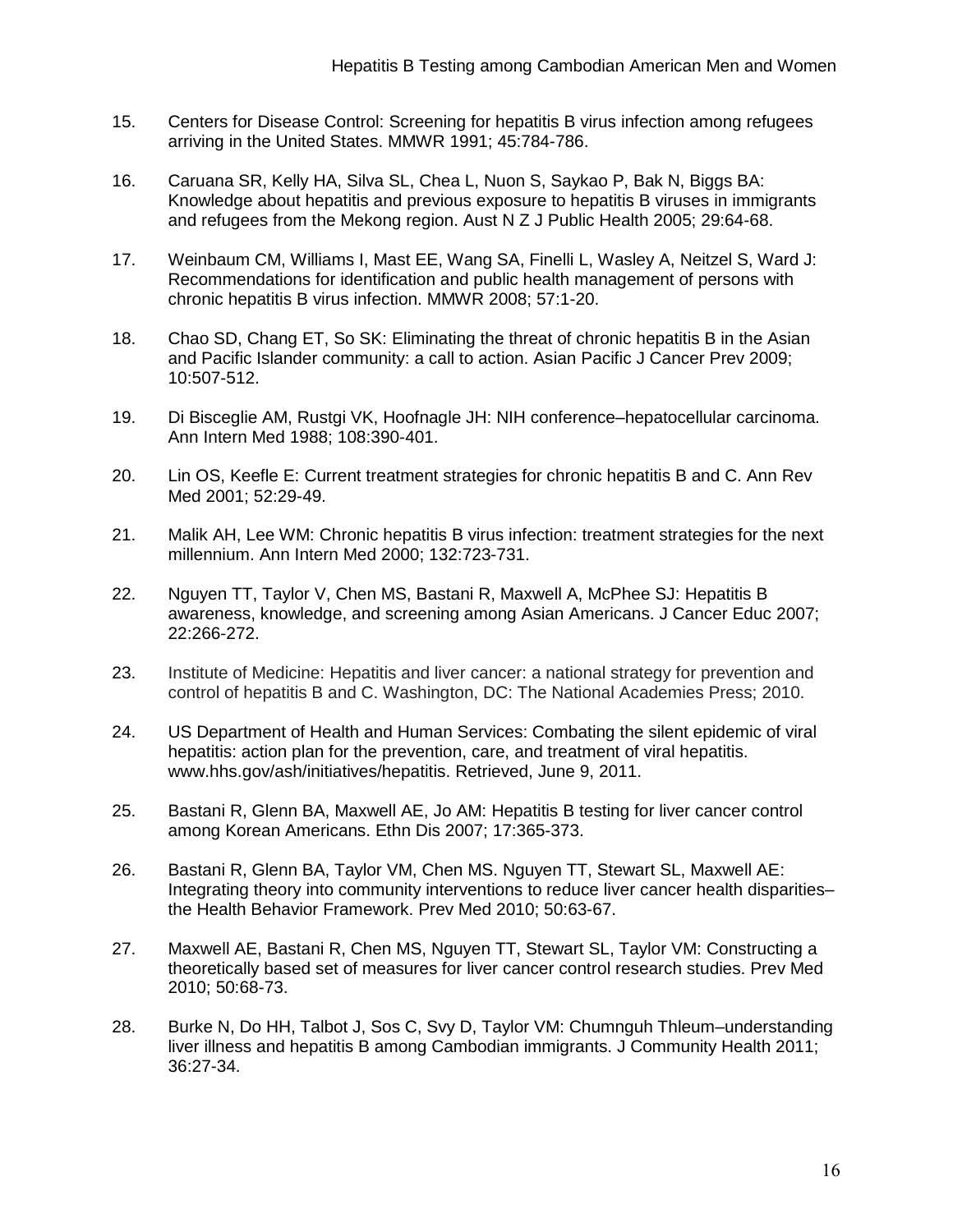15. Centers for Disease Control: Screening for hepatitis B virus infection among refugees arriving in the United States. MMWR 1991; 45:784-786.

16. Caruana SR, Kelly HA, Silva SL, Chea L, Nuon S, Saykao P, Bak N, Biggs BA: Knowledge about hepatitis and previous exposure to hepatitis B viruses in immigrants and refugees from the Mekong region. Aust N Z J Public Health 2005; 29:64-68.

17. Weinbaum CM, Williams I, Mast EE, Wang SA, Finelli L, Wasley A, Neitzel S, Ward J: Recommendations for identification and public health management of persons with chronic hepatitis B virus infection. MMWR 2008; 57:1-20.

18. Chao SD, Chang ET, So SK: Eliminating the threat of chronic hepatitis B in the Asian and Pacific Islander community: a call to action. Asian Pacific J Cancer Prev 2009; 10:507-512.

19. Di Bisceglie AM, Rustgi VK, Hoofnagle JH: NIH conference–hepatocellular carcinoma. Ann Intern Med 1988; 108:390-401.

20. Lin OS, Keefle E: Current treatment strategies for chronic hepatitis B and C. Ann Rev Med 2001; 52:29-49.

21. Malik AH, Lee WM: Chronic hepatitis B virus infection: treatment strategies for the next millennium. Ann Intern Med 2000; 132:723-731.

22. Nguyen TT, Taylor V, Chen MS, Bastani R, Maxwell A, McPhee SJ: Hepatitis B awareness, knowledge, and screening among Asian Americans. J Cancer Educ 2007; 22:266-272.

23. Institute of Medicine: Hepatitis and liver cancer: a national strategy for prevention and control of hepatitis B and C. Washington, DC: The National Academies Press; 2010.

24. US Department of Health and Human Services: Combating the silent epidemic of viral hepatitis: action plan for the prevention, care, and treatment of viral hepatitis. www.hhs.gov/ash/initiatives/hepatitis. Retrieved, June 9, 2011.

25. Bastani R, Glenn BA, Maxwell AE, Jo AM: Hepatitis B testing for liver cancer control among Korean Americans. Ethn Dis 2007; 17:365-373.

26. Bastani R, Glenn BA, Taylor VM, Chen MS. Nguyen TT, Stewart SL, Maxwell AE: Integrating theory into community interventions to reduce liver cancer health disparities–the Health Behavior Framework. Prev Med 2010; 50:63-67.

27. Maxwell AE, Bastani R, Chen MS, Nguyen TT, Stewart SL, Taylor VM: Constructing a theoretically based set of measures for liver cancer control research studies. Prev Med 2010; 50:68-73.

28. Burke N, Do HH, Talbot J, Sos C, Svy D, Taylor VM: Chumnguh Thleum–understanding liver illness and hepatitis B among Cambodian immigrants. J Community Health 2011; 36:27-34.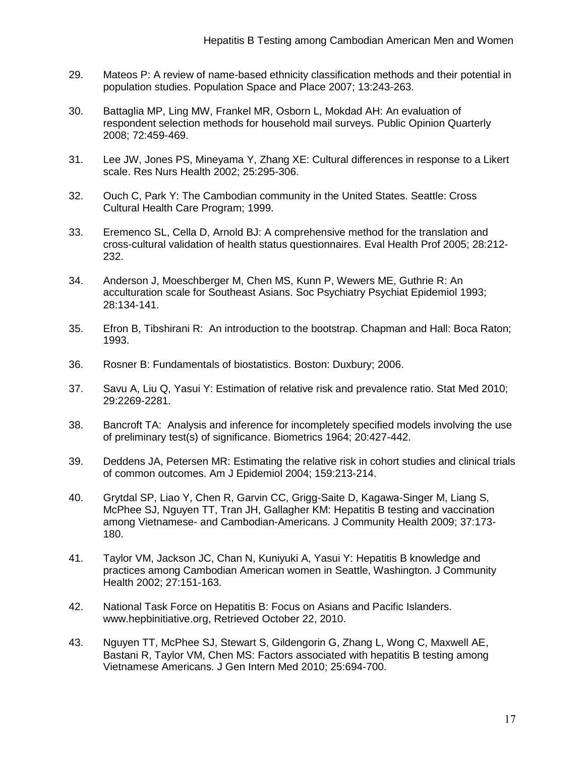29. Mateos P: A review of name-based ethnicity classification methods and their potential in population studies. Population Space and Place 2007; 13:243-263.

30. Battaglia MP, Ling MW, Frankel MR, Osborn L, Mokdad AH: An evaluation of respondent selection methods for household mail surveys. Public Opinion Quarterly 2008; 72:459-469.

31. Lee JW, Jones PS, Mineyama Y, Zhang XE: Cultural differences in response to a Likert scale. Res Nurs Health 2002; 25:295-306.

32. Ouch C, Park Y: The Cambodian community in the United States. Seattle: Cross Cultural Health Care Program; 1999.

33. Eremenco SL, Cella D, Arnold BJ: A comprehensive method for the translation and cross-cultural validation of health status questionnaires. Eval Health Prof 2005; 28:212-232.

34. Anderson J, Moeschberger M, Chen MS, Kunn P, Wewers ME, Guthrie R: An acculturation scale for Southeast Asians. Soc Psychiatry Psychiat Epidemiol 1993; 28:134-141.

35. Efron B, Tibshirani R: An introduction to the bootstrap. Chapman and Hall: Boca Raton; 1993.

36. Rosner B: Fundamentals of biostatistics. Boston: Duxbury; 2006.

37. Savu A, Liu Q, Yasui Y: Estimation of relative risk and prevalence ratio. Stat Med 2010; 29:2269-2281.

38. Bancroft TA: Analysis and inference for incompletely specified models involving the use of preliminary test(s) of significance. Biometrics 1964; 20:427-442.

39. Deddens JA, Petersen MR: Estimating the relative risk in cohort studies and clinical trials of common outcomes. Am J Epidemiol 2004; 159:213-214.

40. Grytdal SP, Liao Y, Chen R, Garvin CC, Grigg-Saite D, Kagawa-Singer M, Liang S, McPhee SJ, Nguyen TT, Tran JH, Gallagher KM: Hepatitis B testing and vaccination among Vietnamese- and Cambodian-Americans. J Community Health 2009; 37:173-180.

41. Taylor VM, Jackson JC, Chan N, Kuniyuki A, Yasui Y: Hepatitis B knowledge and practices among Cambodian American women in Seattle, Washington. J Community Health 2002; 27:151-163.

42. National Task Force on Hepatitis B: Focus on Asians and Pacific Islanders. www.hepbinitiative.org, Retrieved October 22, 2010.

43. Nguyen TT, McPhee SJ, Stewart S, Gildengorin G, Zhang L, Wong C, Maxwell AE, Bastani R, Taylor VM, Chen MS: Factors associated with hepatitis B testing among Vietnamese Americans. J Gen Intern Med 2010; 25:694-700.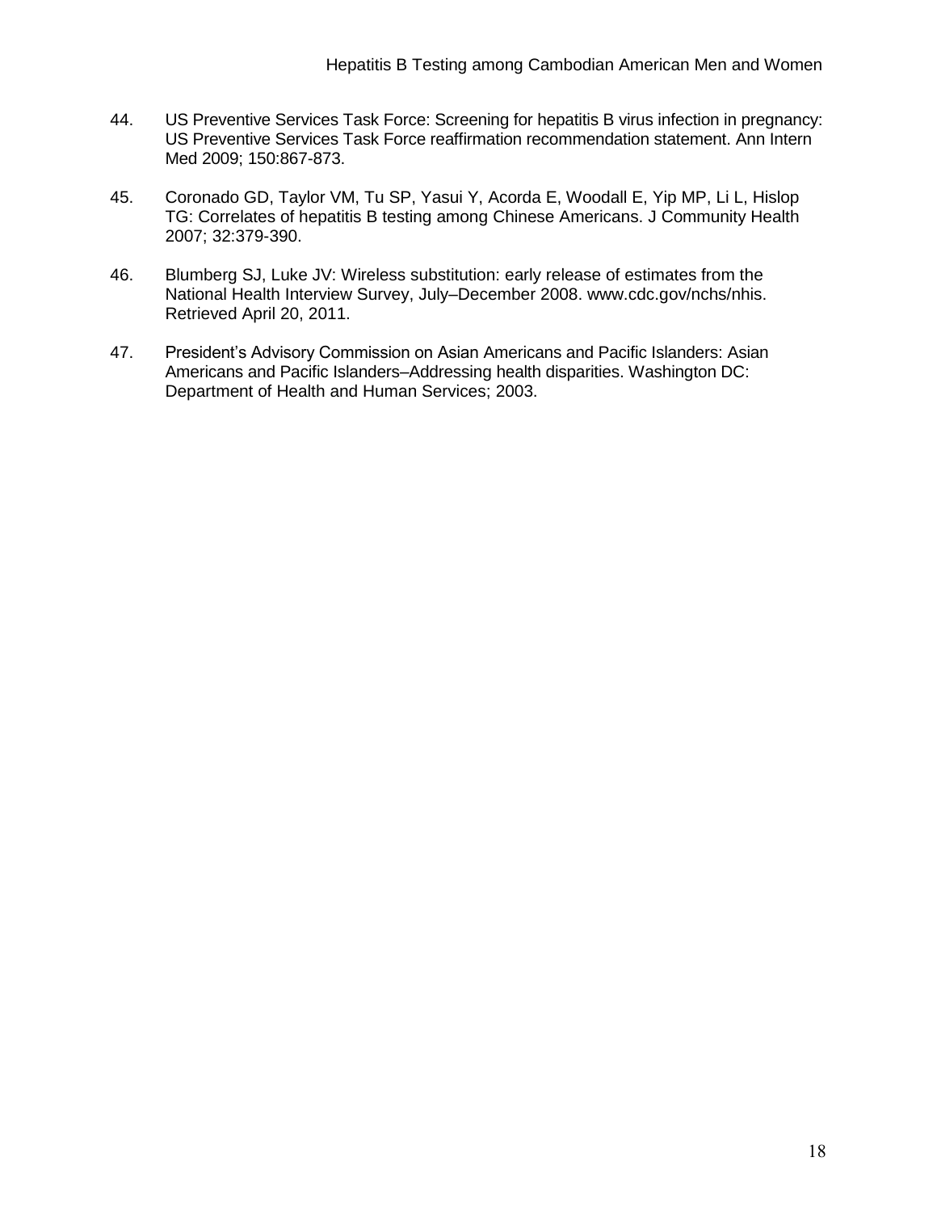44. US Preventive Services Task Force: Screening for hepatitis B virus infection in pregnancy: US Preventive Services Task Force reaffirmation recommendation statement. Ann Intern Med 2009; 150:867-873.

45. Coronado GD, Taylor VM, Tu SP, Yasui Y, Acorda E, Woodall E, Yip MP, Li L, Hislop TG: Correlates of hepatitis B testing among Chinese Americans. J Community Health 2007; 32:379-390.

46. Blumberg SJ, Luke JV: Wireless substitution: early release of estimates from the National Health Interview Survey, July–December 2008. www.cdc.gov/nchs/nhis. Retrieved April 20, 2011.

47. President's Advisory Commission on Asian Americans and Pacific Islanders: Asian Americans and Pacific Islanders–Addressing health disparities. Washington DC: Department of Health and Human Services; 2003.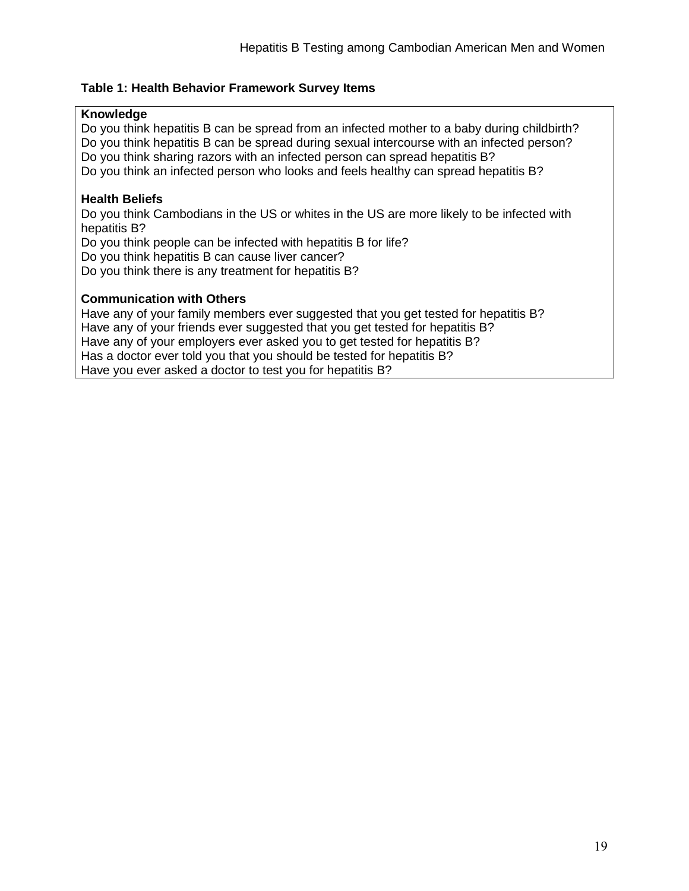**Table 1: Health Behavior Framework Survey Items**

| **Knowledge** |
|---|
| Do you think hepatitis B can be spread from an infected mother to a baby during childbirth? |
| Do you think hepatitis B can be spread during sexual intercourse with an infected person? |
| Do you think sharing razors with an infected person can spread hepatitis B? |
| Do you think an infected person who looks and feels healthy can spread hepatitis B? |
| **Health Beliefs** |
| Do you think Cambodians in the US or whites in the US are more likely to be infected with hepatitis B? |
| Do you think people can be infected with hepatitis B for life? |
| Do you think hepatitis B can cause liver cancer? |
| Do you think there is any treatment for hepatitis B? |
| **Communication with Others** |
| Have any of your family members ever suggested that you get tested for hepatitis B? |
| Have any of your friends ever suggested that you get tested for hepatitis B? |
| Have any of your employers ever asked you to get tested for hepatitis B? |
| Has a doctor ever told you that you should be tested for hepatitis B? |
| Have you ever asked a doctor to test you for hepatitis B? |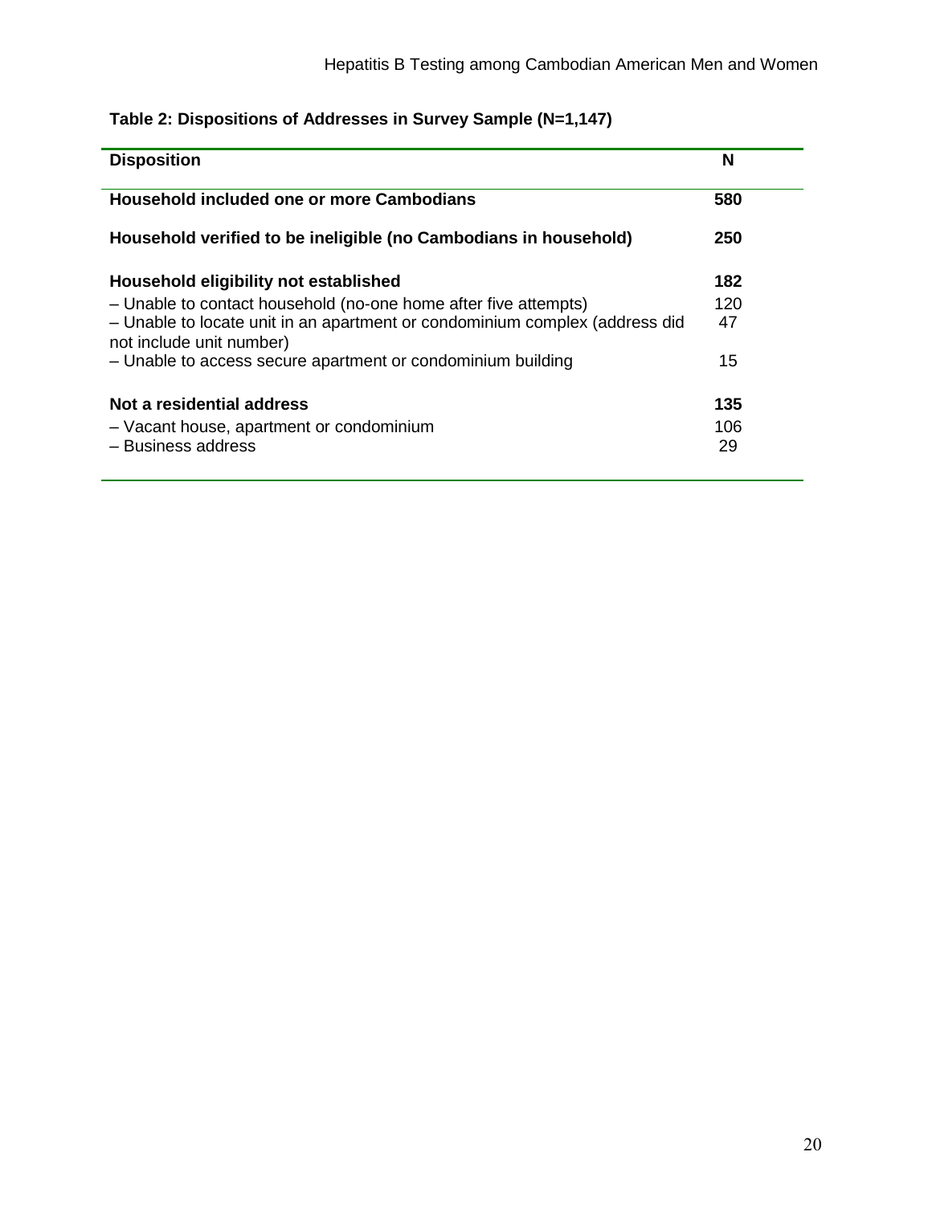**Table 2: Dispositions of Addresses in Survey Sample (N=1,147)**

| Disposition | N |
|---|---|
| **Household included one or more Cambodians** | **580** |
| **Household verified to be ineligible (no Cambodians in household)** | **250** |
| **Household eligibility not established** | **182** |
| – Unable to contact household (no-one home after five attempts) | 120 |
| – Unable to locate unit in an apartment or condominium complex (address did not include unit number) | 47 |
| – Unable to access secure apartment or condominium building | 15 |
| **Not a residential address** | **135** |
| – Vacant house, apartment or condominium | 106 |
| – Business address | 29 |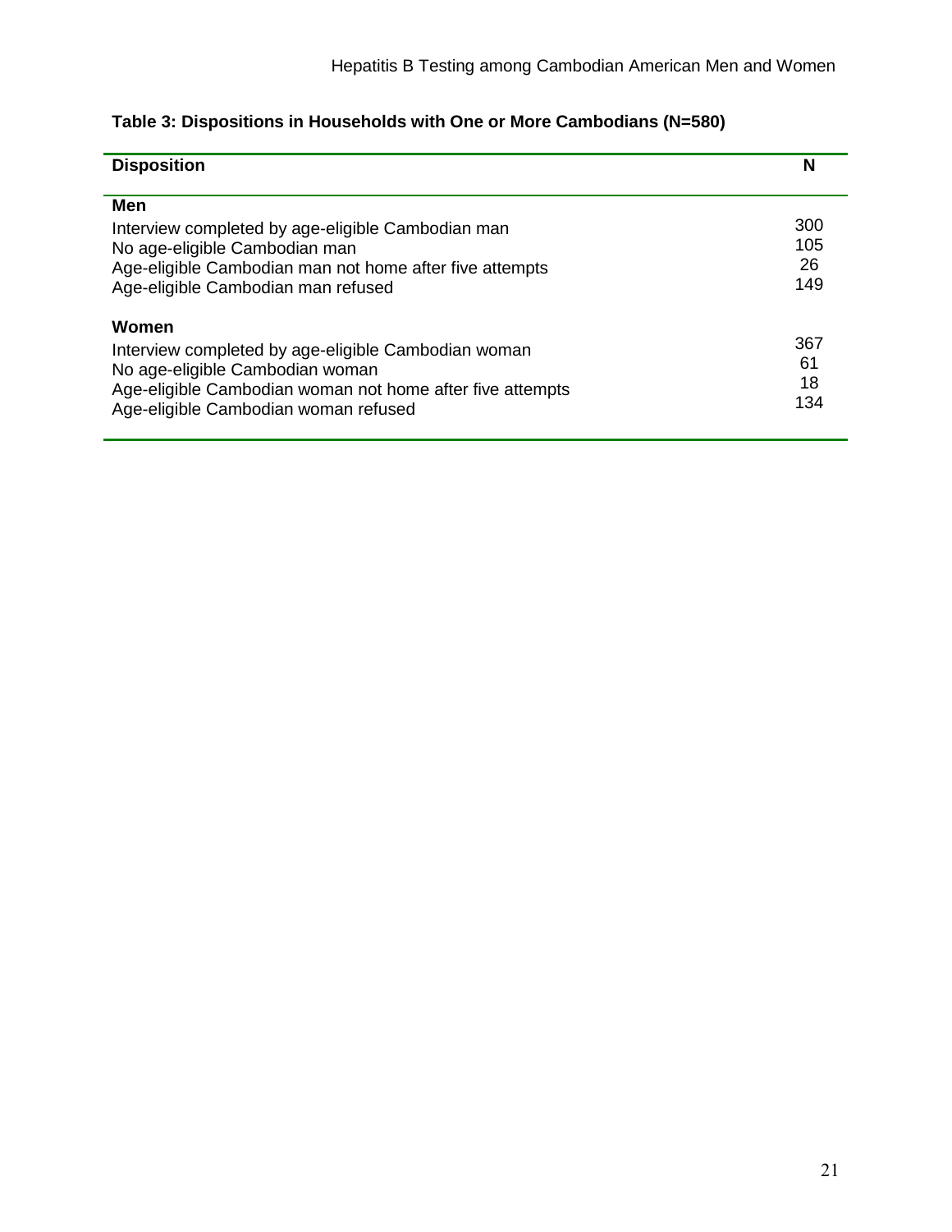**Table 3: Dispositions in Households with One or More Cambodians (N=580)**

| Disposition | N |
|---|---|
| **Men** | |
| Interview completed by age-eligible Cambodian man | 300 |
| No age-eligible Cambodian man | 105 |
| Age-eligible Cambodian man not home after five attempts | 26 |
| Age-eligible Cambodian man refused | 149 |
| **Women** | |
| Interview completed by age-eligible Cambodian woman | 367 |
| No age-eligible Cambodian woman | 61 |
| Age-eligible Cambodian woman not home after five attempts | 18 |
| Age-eligible Cambodian woman refused | 134 |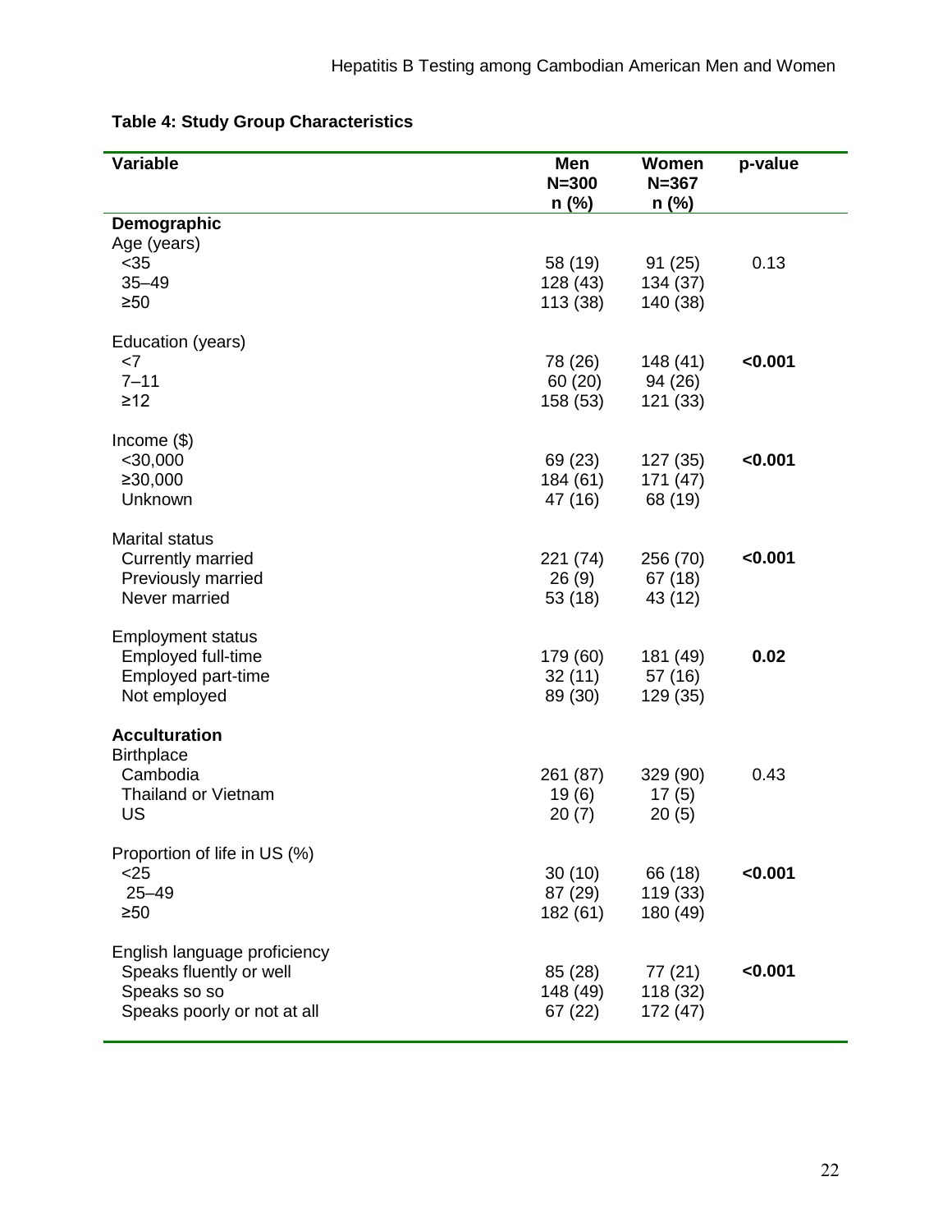**Table 4: Study Group Characteristics**

| Variable | Men N=300 n (%) | Women N=367 n (%) | p-value |
|---|---|---|---|
| **Demographic** | | | |
| Age (years) | | | |
| <35 | 58 (19) | 91 (25) | 0.13 |
| 35–49 | 128 (43) | 134 (37) | |
| ≥50 | 113 (38) | 140 (38) | |
| Education (years) | | | |
| <7 | 78 (26) | 148 (41) | **<0.001** |
| 7–11 | 60 (20) | 94 (26) | |
| ≥12 | 158 (53) | 121 (33) | |
| Income ($) | | | |
| <30,000 | 69 (23) | 127 (35) | **<0.001** |
| ≥30,000 | 184 (61) | 171 (47) | |
| Unknown | 47 (16) | 68 (19) | |
| Marital status | | | |
| Currently married | 221 (74) | 256 (70) | **<0.001** |
| Previously married | 26 (9) | 67 (18) | |
| Never married | 53 (18) | 43 (12) | |
| Employment status | | | |
| Employed full-time | 179 (60) | 181 (49) | **0.02** |
| Employed part-time | 32 (11) | 57 (16) | |
| Not employed | 89 (30) | 129 (35) | |
| **Acculturation** | | | |
| Birthplace | | | |
| Cambodia | 261 (87) | 329 (90) | 0.43 |
| Thailand or Vietnam | 19 (6) | 17 (5) | |
| US | 20 (7) | 20 (5) | |
| Proportion of life in US (%) | | | |
| <25 | 30 (10) | 66 (18) | **<0.001** |
| 25–49 | 87 (29) | 119 (33) | |
| ≥50 | 182 (61) | 180 (49) | |
| English language proficiency | | | |
| Speaks fluently or well | 85 (28) | 77 (21) | **<0.001** |
| Speaks so so | 148 (49) | 118 (32) | |
| Speaks poorly or not at all | 67 (22) | 172 (47) | |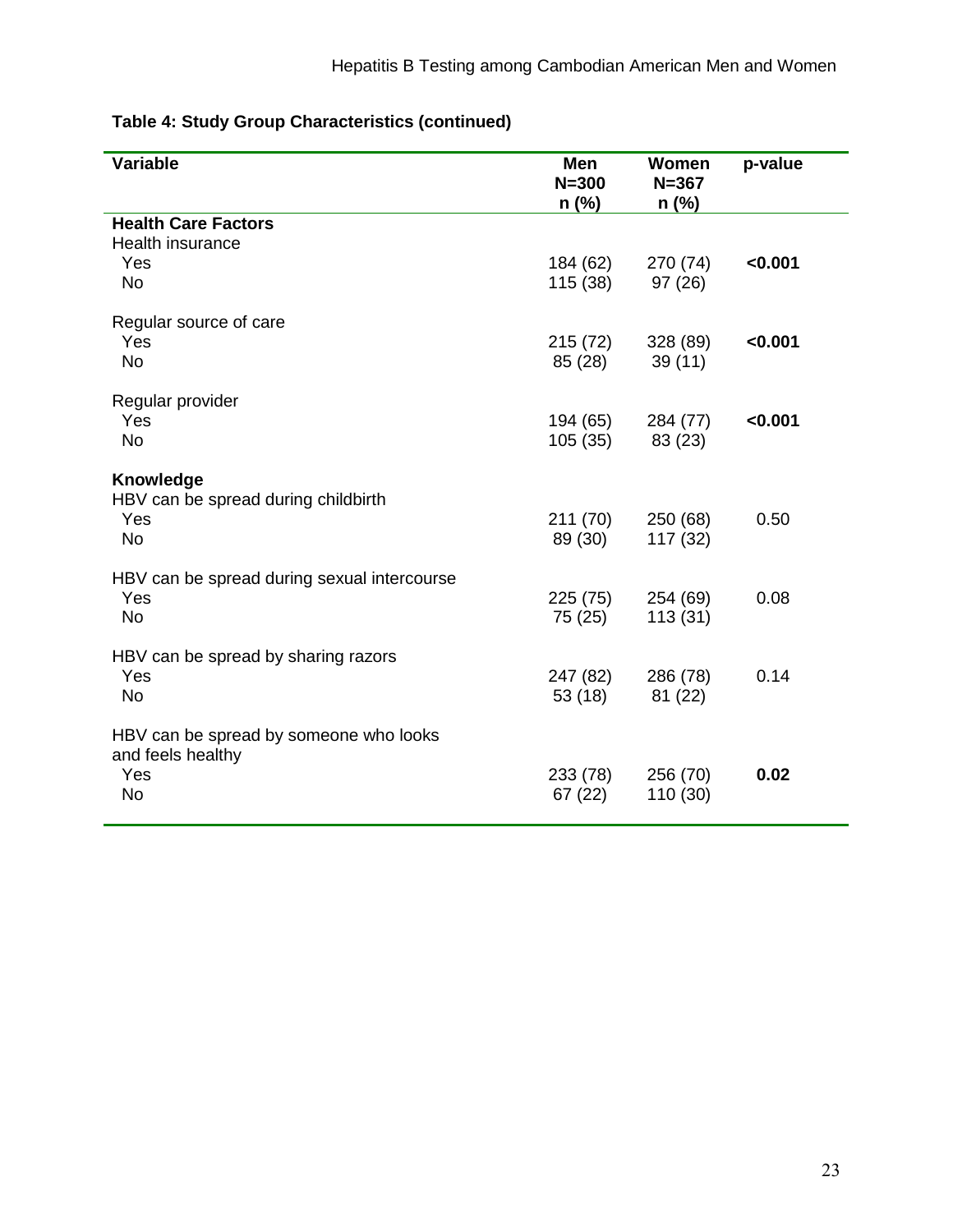**Table 4: Study Group Characteristics (continued)**

| Variable | Men N=300 n (%) | Women N=367 n (%) | p-value |
|---|---|---|---|
| **Health Care Factors** | | | |
| Health insurance | | | |
| Yes | 184 (62) | 270 (74) | **<0.001** |
| No | 115 (38) | 97 (26) | |
| Regular source of care | | | |
| Yes | 215 (72) | 328 (89) | **<0.001** |
| No | 85 (28) | 39 (11) | |
| Regular provider | | | |
| Yes | 194 (65) | 284 (77) | **<0.001** |
| No | 105 (35) | 83 (23) | |
| **Knowledge** | | | |
| HBV can be spread during childbirth | | | |
| Yes | 211 (70) | 250 (68) | 0.50 |
| No | 89 (30) | 117 (32) | |
| HBV can be spread during sexual intercourse | | | |
| Yes | 225 (75) | 254 (69) | 0.08 |
| No | 75 (25) | 113 (31) | |
| HBV can be spread by sharing razors | | | |
| Yes | 247 (82) | 286 (78) | 0.14 |
| No | 53 (18) | 81 (22) | |
| HBV can be spread by someone who looks and feels healthy | | | |
| Yes | 233 (78) | 256 (70) | **0.02** |
| No | 67 (22) | 110 (30) | |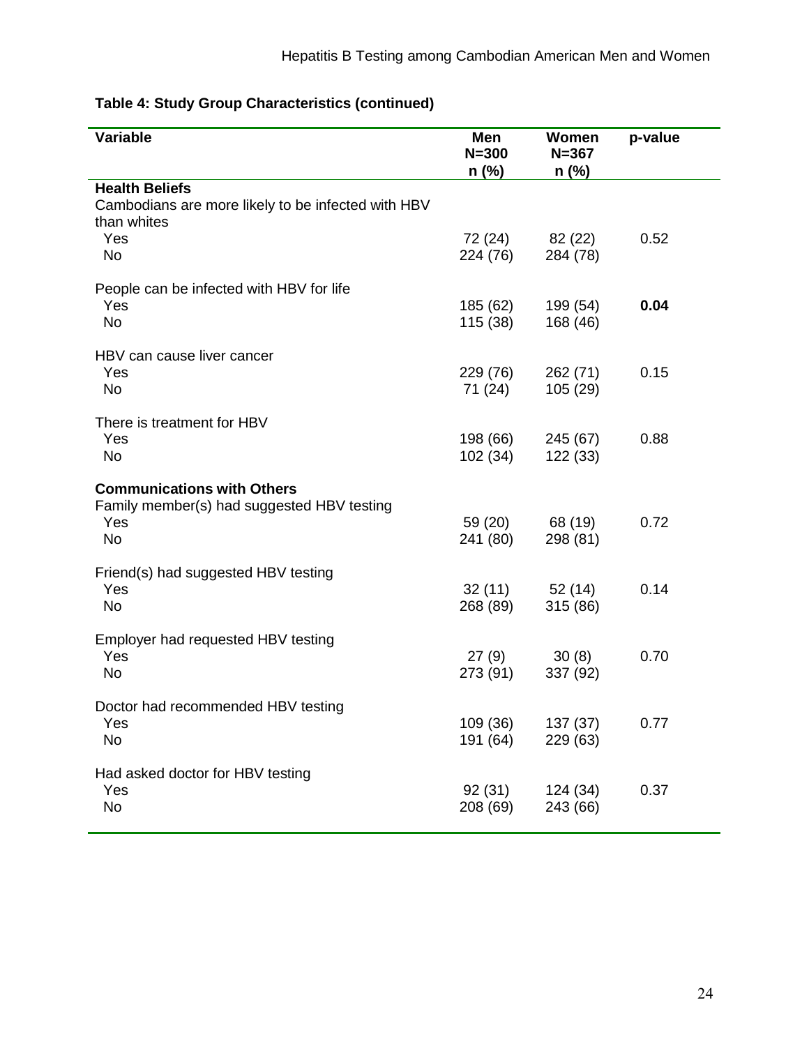**Table 4: Study Group Characteristics (continued)**

| Variable | Men N=300 n (%) | Women N=367 n (%) | p-value |
|---|---|---|---|
| **Health Beliefs** | | | |
| Cambodians are more likely to be infected with HBV than whites | | | |
| Yes | 72 (24) | 82 (22) | 0.52 |
| No | 224 (76) | 284 (78) | |
| People can be infected with HBV for life | | | |
| Yes | 185 (62) | 199 (54) | **0.04** |
| No | 115 (38) | 168 (46) | |
| HBV can cause liver cancer | | | |
| Yes | 229 (76) | 262 (71) | 0.15 |
| No | 71 (24) | 105 (29) | |
| There is treatment for HBV | | | |
| Yes | 198 (66) | 245 (67) | 0.88 |
| No | 102 (34) | 122 (33) | |
| **Communications with Others** | | | |
| Family member(s) had suggested HBV testing | | | |
| Yes | 59 (20) | 68 (19) | 0.72 |
| No | 241 (80) | 298 (81) | |
| Friend(s) had suggested HBV testing | | | |
| Yes | 32 (11) | 52 (14) | 0.14 |
| No | 268 (89) | 315 (86) | |
| Employer had requested HBV testing | | | |
| Yes | 27 (9) | 30 (8) | 0.70 |
| No | 273 (91) | 337 (92) | |
| Doctor had recommended HBV testing | | | |
| Yes | 109 (36) | 137 (37) | 0.77 |
| No | 191 (64) | 229 (63) | |
| Had asked doctor for HBV testing | | | |
| Yes | 92 (31) | 124 (34) | 0.37 |
| No | 208 (69) | 243 (66) | |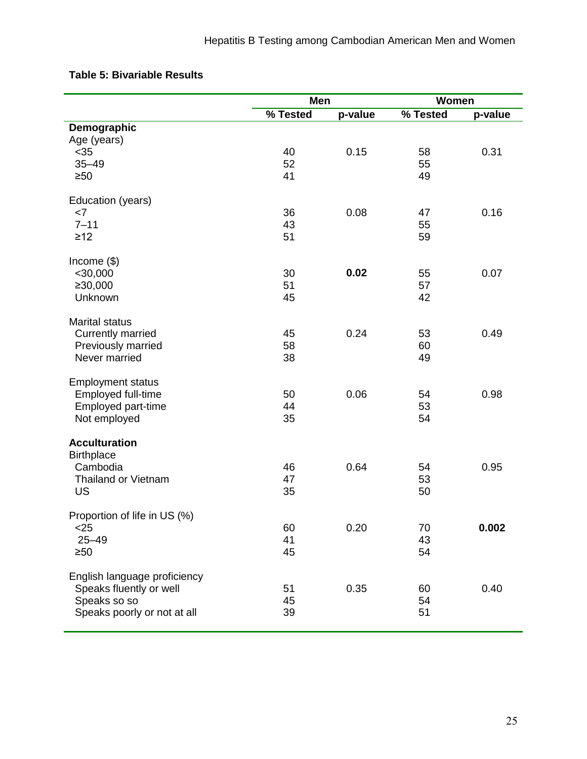**Table 5: Bivariable Results**

| | Men | | Women | |
|---|---|---|---|---|
| | % Tested | p-value | % Tested | p-value |
| **Demographic** | | | | |
| Age (years) | | | | |
| <35 | 40 | 0.15 | 58 | 0.31 |
| 35–49 | 52 | | 55 | |
| ≥50 | 41 | | 49 | |
| Education (years) | | | | |
| <7 | 36 | 0.08 | 47 | 0.16 |
| 7–11 | 43 | | 55 | |
| ≥12 | 51 | | 59 | |
| Income ($) | | | | |
| <30,000 | 30 | **0.02** | 55 | 0.07 |
| ≥30,000 | 51 | | 57 | |
| Unknown | 45 | | 42 | |
| Marital status | | | | |
| Currently married | 45 | 0.24 | 53 | 0.49 |
| Previously married | 58 | | 60 | |
| Never married | 38 | | 49 | |
| Employment status | | | | |
| Employed full-time | 50 | 0.06 | 54 | 0.98 |
| Employed part-time | 44 | | 53 | |
| Not employed | 35 | | 54 | |
| **Acculturation** | | | | |
| Birthplace | | | | |
| Cambodia | 46 | 0.64 | 54 | 0.95 |
| Thailand or Vietnam | 47 | | 53 | |
| US | 35 | | 50 | |
| Proportion of life in US (%) | | | | |
| <25 | 60 | 0.20 | 70 | **0.002** |
| 25–49 | 41 | | 43 | |
| ≥50 | 45 | | 54 | |
| English language proficiency | | | | |
| Speaks fluently or well | 51 | 0.35 | 60 | 0.40 |
| Speaks so so | 45 | | 54 | |
| Speaks poorly or not at all | 39 | | 51 | |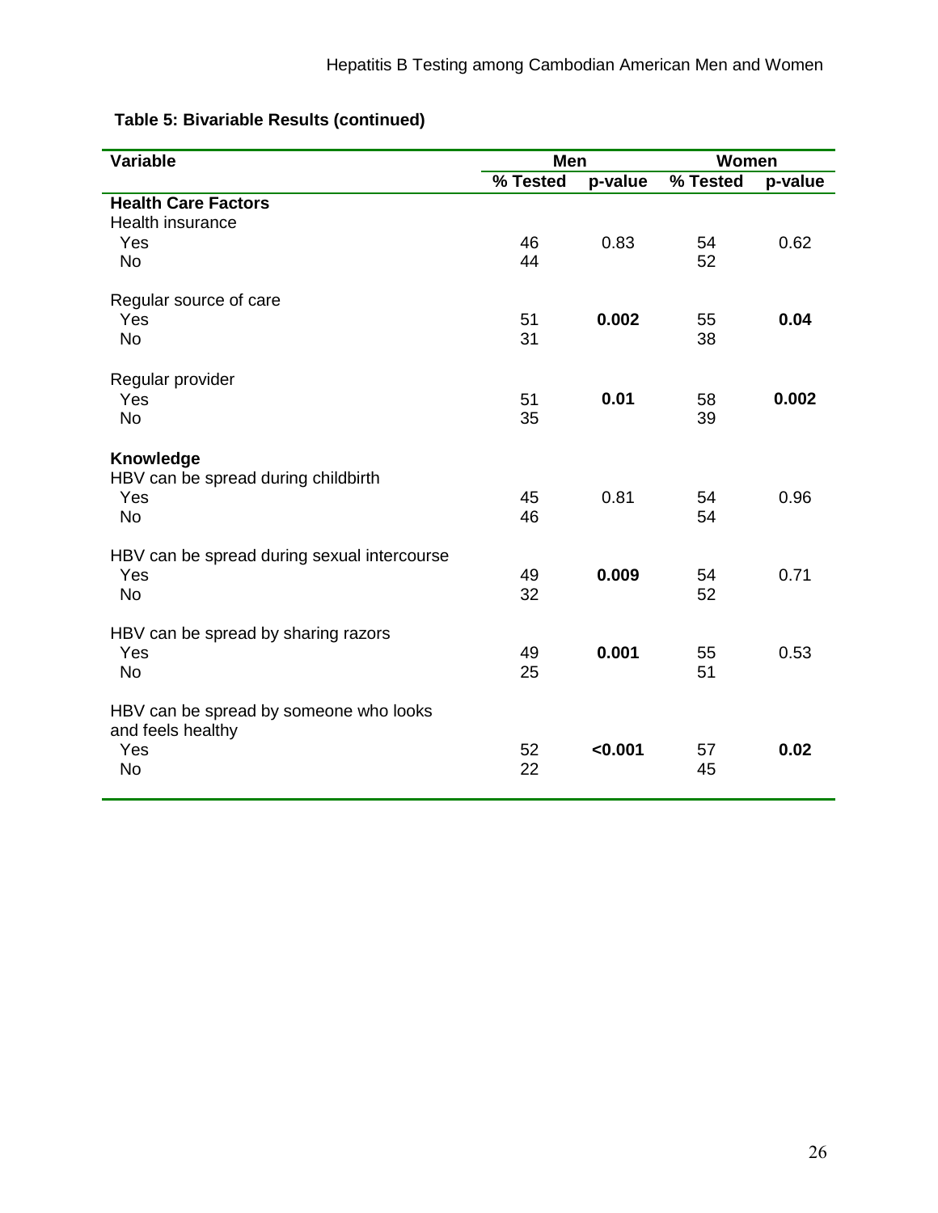**Table 5: Bivariable Results (continued)**

| Variable | Men | | Women | |
|---|---|---|---|---|
| | % Tested | p-value | % Tested | p-value |
| **Health Care Factors** | | | | |
| Health insurance | | | | |
| Yes | 46 | 0.83 | 54 | 0.62 |
| No | 44 | | 52 | |
| Regular source of care | | | | |
| Yes | 51 | **0.002** | 55 | **0.04** |
| No | 31 | | 38 | |
| Regular provider | | | | |
| Yes | 51 | **0.01** | 58 | **0.002** |
| No | 35 | | 39 | |
| **Knowledge** | | | | |
| HBV can be spread during childbirth | | | | |
| Yes | 45 | 0.81 | 54 | 0.96 |
| No | 46 | | 54 | |
| HBV can be spread during sexual intercourse | | | | |
| Yes | 49 | **0.009** | 54 | 0.71 |
| No | 32 | | 52 | |
| HBV can be spread by sharing razors | | | | |
| Yes | 49 | **0.001** | 55 | 0.53 |
| No | 25 | | 51 | |
| HBV can be spread by someone who looks and feels healthy | | | | |
| Yes | 52 | **<0.001** | 57 | **0.02** |
| No | 22 | | 45 | |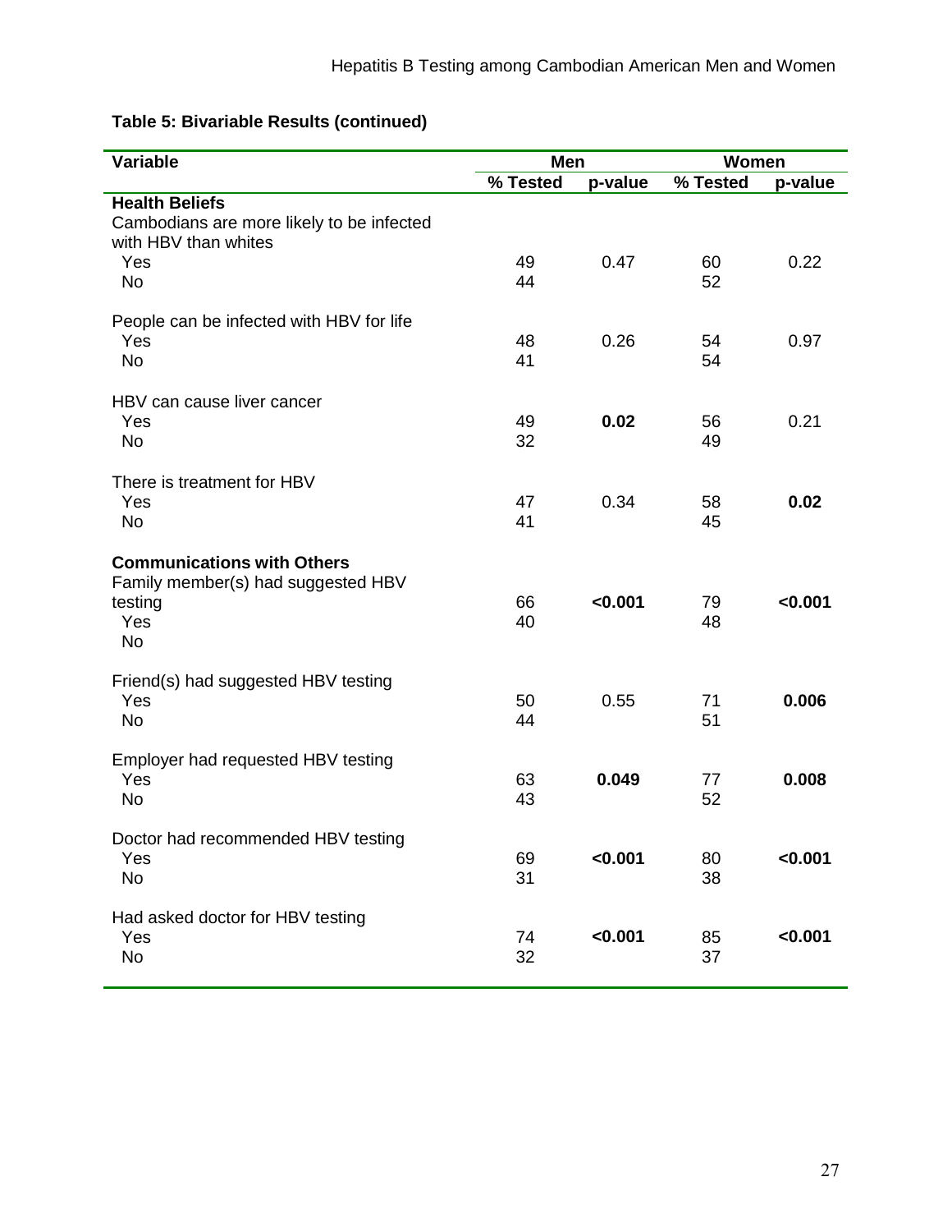**Table 5: Bivariable Results (continued)**

| Variable | Men | | Women | |
|---|---|---|---|---|
| | % Tested | p-value | % Tested | p-value |
| **Health Beliefs** | | | | |
| Cambodians are more likely to be infected with HBV than whites | | | | |
| Yes | 49 | 0.47 | 60 | 0.22 |
| No | 44 | | 52 | |
| People can be infected with HBV for life | | | | |
| Yes | 48 | 0.26 | 54 | 0.97 |
| No | 41 | | 54 | |
| HBV can cause liver cancer | | | | |
| Yes | 49 | **0.02** | 56 | 0.21 |
| No | 32 | | 49 | |
| There is treatment for HBV | | | | |
| Yes | 47 | 0.34 | 58 | **0.02** |
| No | 41 | | 45 | |
| **Communications with Others** | | | | |
| Family member(s) had suggested HBV testing | | | | |
| Yes | 66 | **<0.001** | 79 | **<0.001** |
| No | 40 | | 48 | |
| Friend(s) had suggested HBV testing | | | | |
| Yes | 50 | 0.55 | 71 | **0.006** |
| No | 44 | | 51 | |
| Employer had requested HBV testing | | | | |
| Yes | 63 | **0.049** | 77 | **0.008** |
| No | 43 | | 52 | |
| Doctor had recommended HBV testing | | | | |
| Yes | 69 | **<0.001** | 80 | **<0.001** |
| No | 31 | | 38 | |
| Had asked doctor for HBV testing | | | | |
| Yes | 74 | **<0.001** | 85 | **<0.001** |
| No | 32 | | 37 | |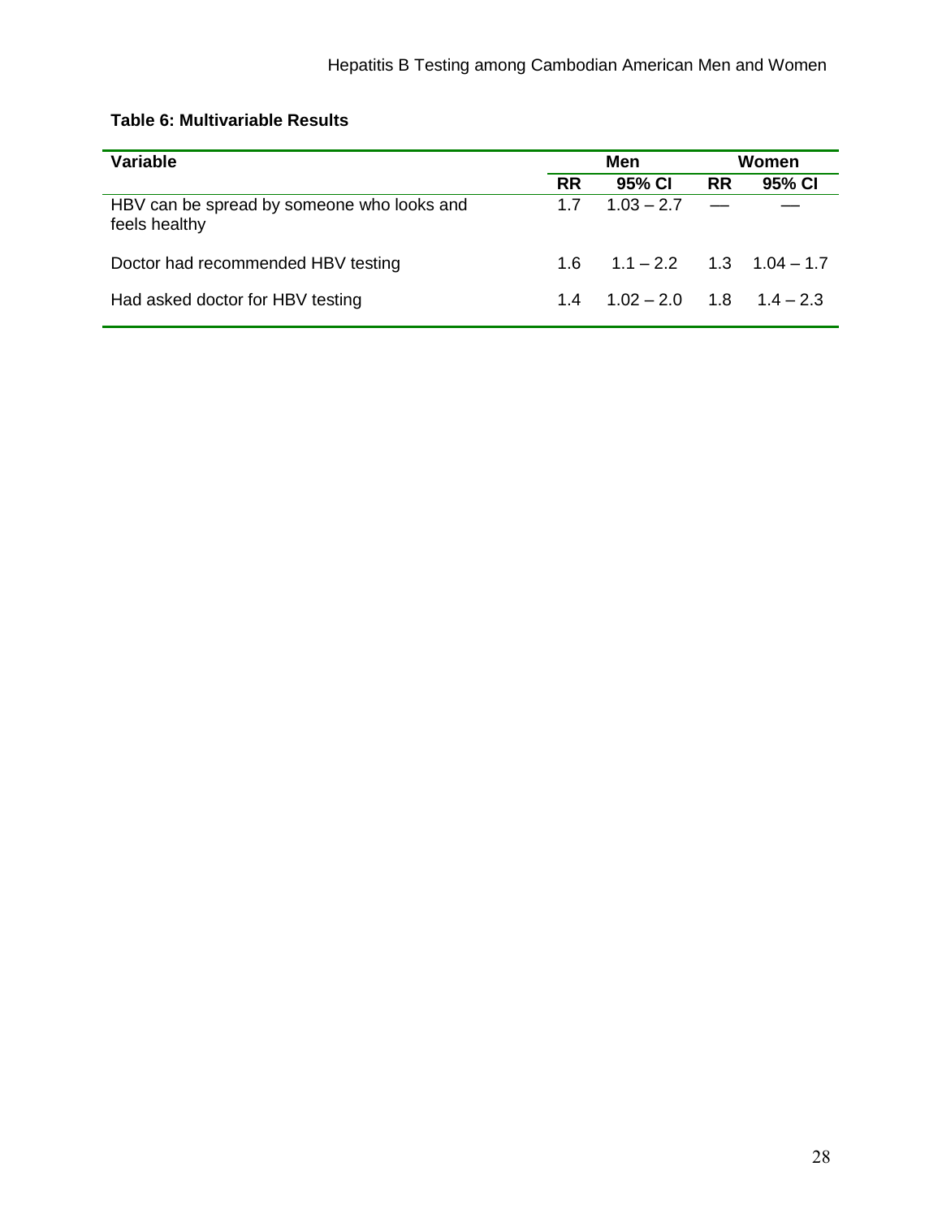**Table 6: Multivariable Results**

| Variable | Men | | Women | |
|---|---|---|---|---|
| | RR | 95% CI | RR | 95% CI |
| HBV can be spread by someone who looks and feels healthy | 1.7 | 1.03 – 2.7 | — | — |
| Doctor had recommended HBV testing | 1.6 | 1.1 – 2.2 | 1.3 | 1.04 – 1.7 |
| Had asked doctor for HBV testing | 1.4 | 1.02 – 2.0 | 1.8 | 1.4 – 2.3 |